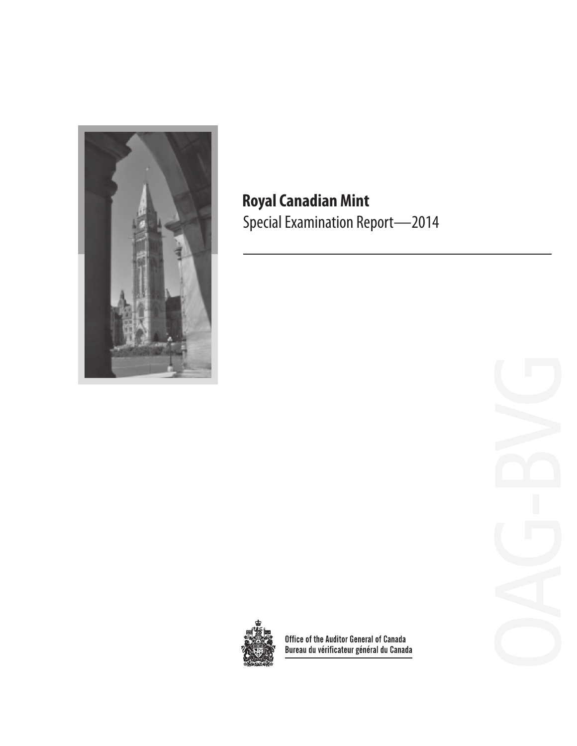# Royal Canadian Mint

Special Examination Report—2014

Office of the Auditor General of Canada
Bureau du vérificateur général du Canada

OAG-BVG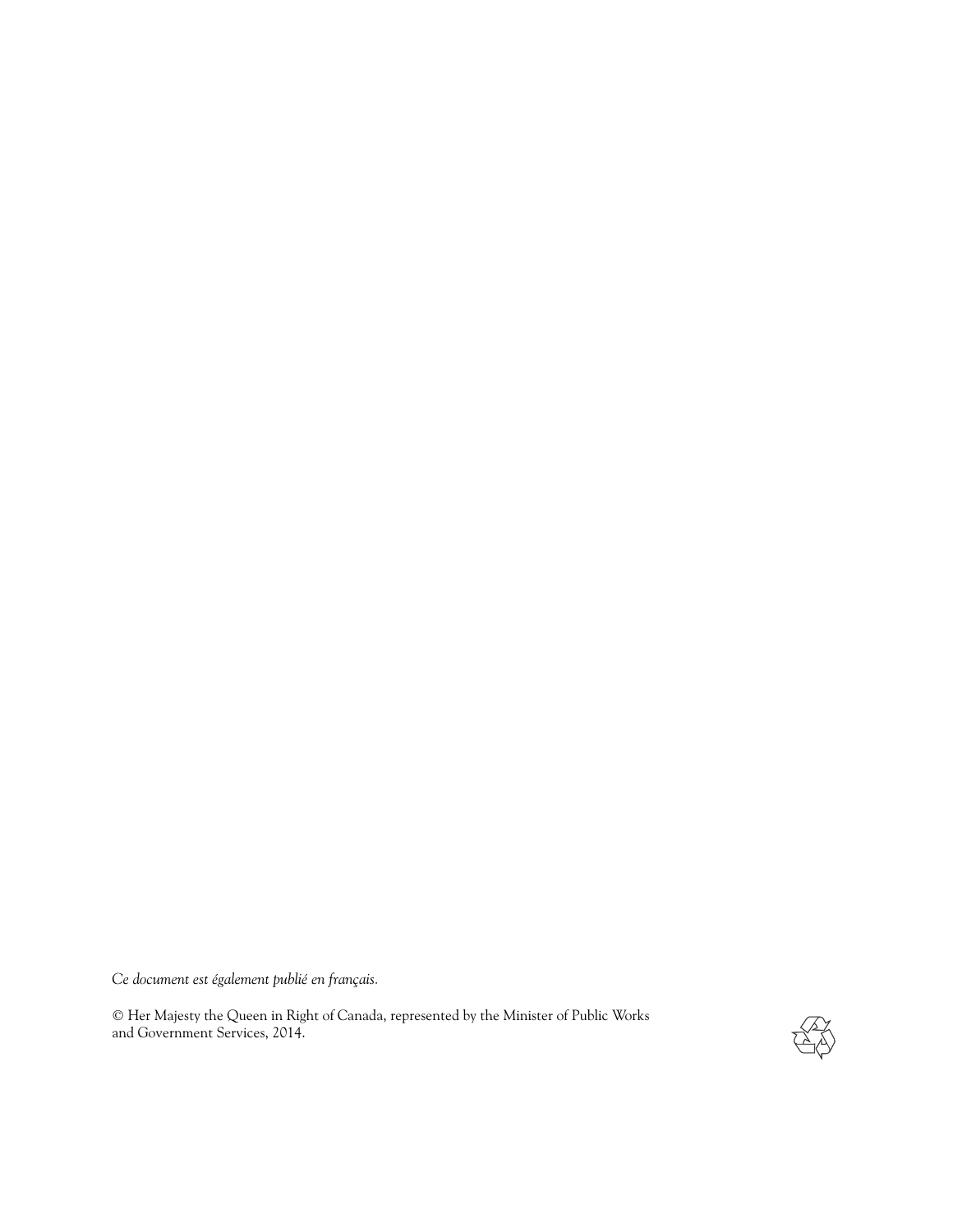*Ce document est également publié en français.*

© Her Majesty the Queen in Right of Canada, represented by the Minister of Public Works and Government Services, 2014.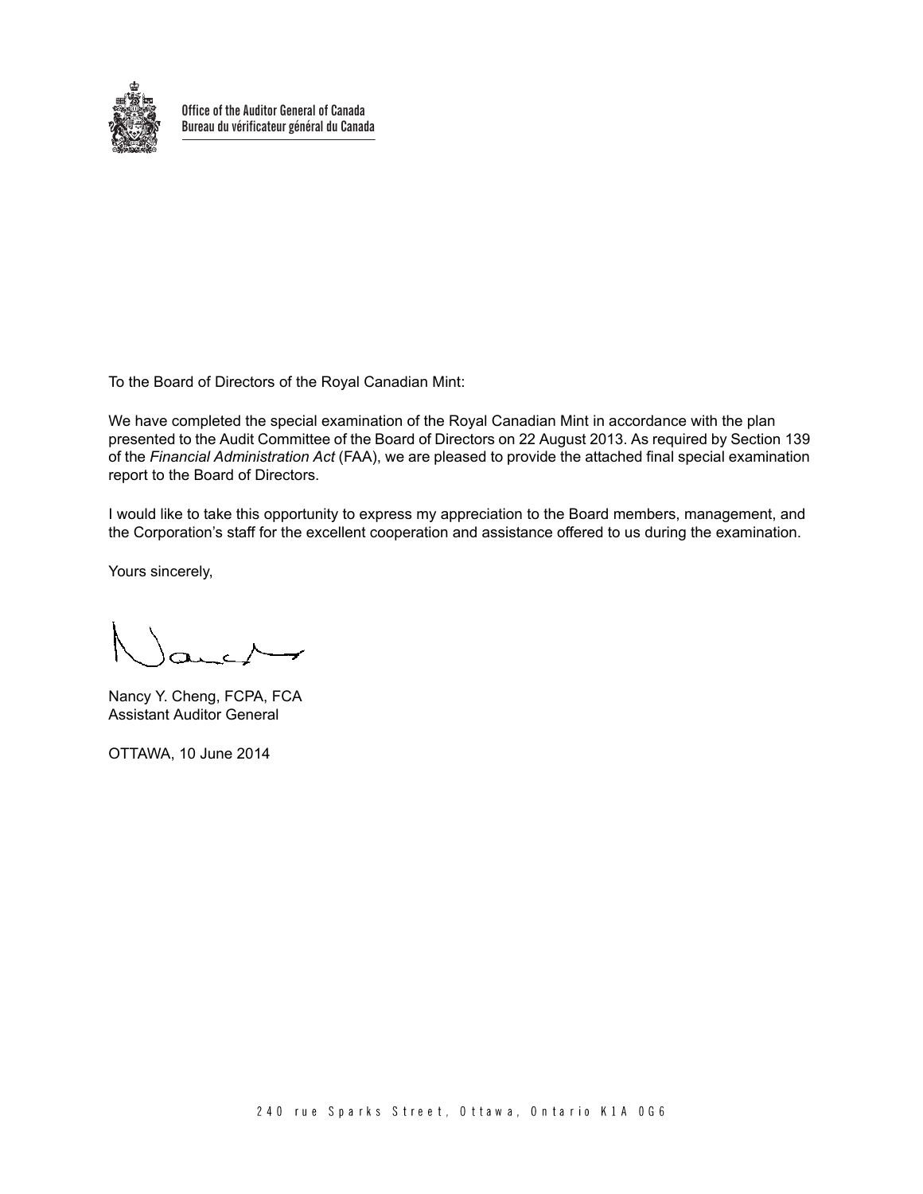Office of the Auditor General of Canada
Bureau du vérificateur général du Canada

To the Board of Directors of the Royal Canadian Mint:

We have completed the special examination of the Royal Canadian Mint in accordance with the plan presented to the Audit Committee of the Board of Directors on 22 August 2013. As required by Section 139 of the *Financial Administration Act* (FAA), we are pleased to provide the attached final special examination report to the Board of Directors.

I would like to take this opportunity to express my appreciation to the Board members, management, and the Corporation's staff for the excellent cooperation and assistance offered to us during the examination.

Yours sincerely,

Nancy Y. Cheng, FCPA, FCA
Assistant Auditor General

OTTAWA, 10 June 2014

240 rue Sparks Street, Ottawa, Ontario K1A 0G6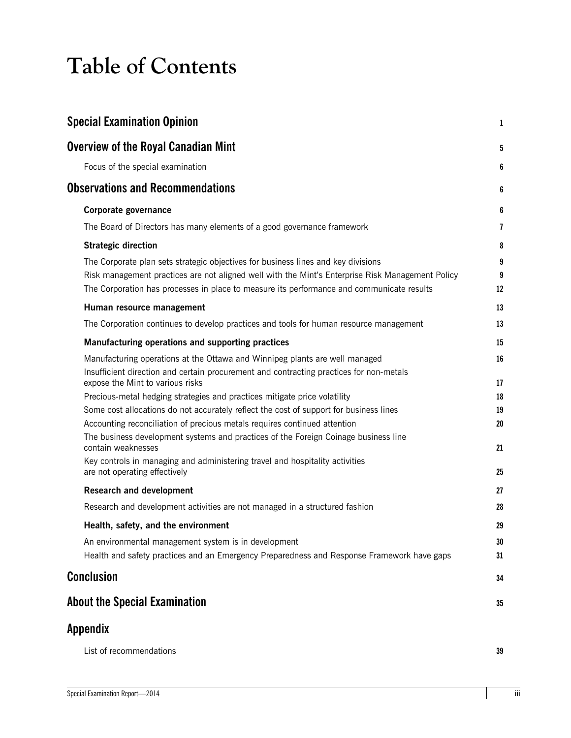# Table of Contents

| | |
|---|---|
| **Special Examination Opinion** | **1** |
| **Overview of the Royal Canadian Mint** | **5** |
| Focus of the special examination | 6 |
| **Observations and Recommendations** | **6** |
| **Corporate governance** | **6** |
| The Board of Directors has many elements of a good governance framework | 7 |
| **Strategic direction** | **8** |
| The Corporate plan sets strategic objectives for business lines and key divisions | 9 |
| Risk management practices are not aligned well with the Mint's Enterprise Risk Management Policy | 9 |
| The Corporation has processes in place to measure its performance and communicate results | 12 |
| **Human resource management** | **13** |
| The Corporation continues to develop practices and tools for human resource management | 13 |
| **Manufacturing operations and supporting practices** | **15** |
| Manufacturing operations at the Ottawa and Winnipeg plants are well managed | 16 |
| Insufficient direction and certain procurement and contracting practices for non-metals expose the Mint to various risks | 17 |
| Precious-metal hedging strategies and practices mitigate price volatility | 18 |
| Some cost allocations do not accurately reflect the cost of support for business lines | 19 |
| Accounting reconciliation of precious metals requires continued attention | 20 |
| The business development systems and practices of the Foreign Coinage business line contain weaknesses | 21 |
| Key controls in managing and administering travel and hospitality activities are not operating effectively | 25 |
| **Research and development** | **27** |
| Research and development activities are not managed in a structured fashion | 28 |
| **Health, safety, and the environment** | **29** |
| An environmental management system is in development | 30 |
| Health and safety practices and an Emergency Preparedness and Response Framework have gaps | 31 |
| **Conclusion** | **34** |
| **About the Special Examination** | **35** |
| **Appendix** | |
| List of recommendations | 39 |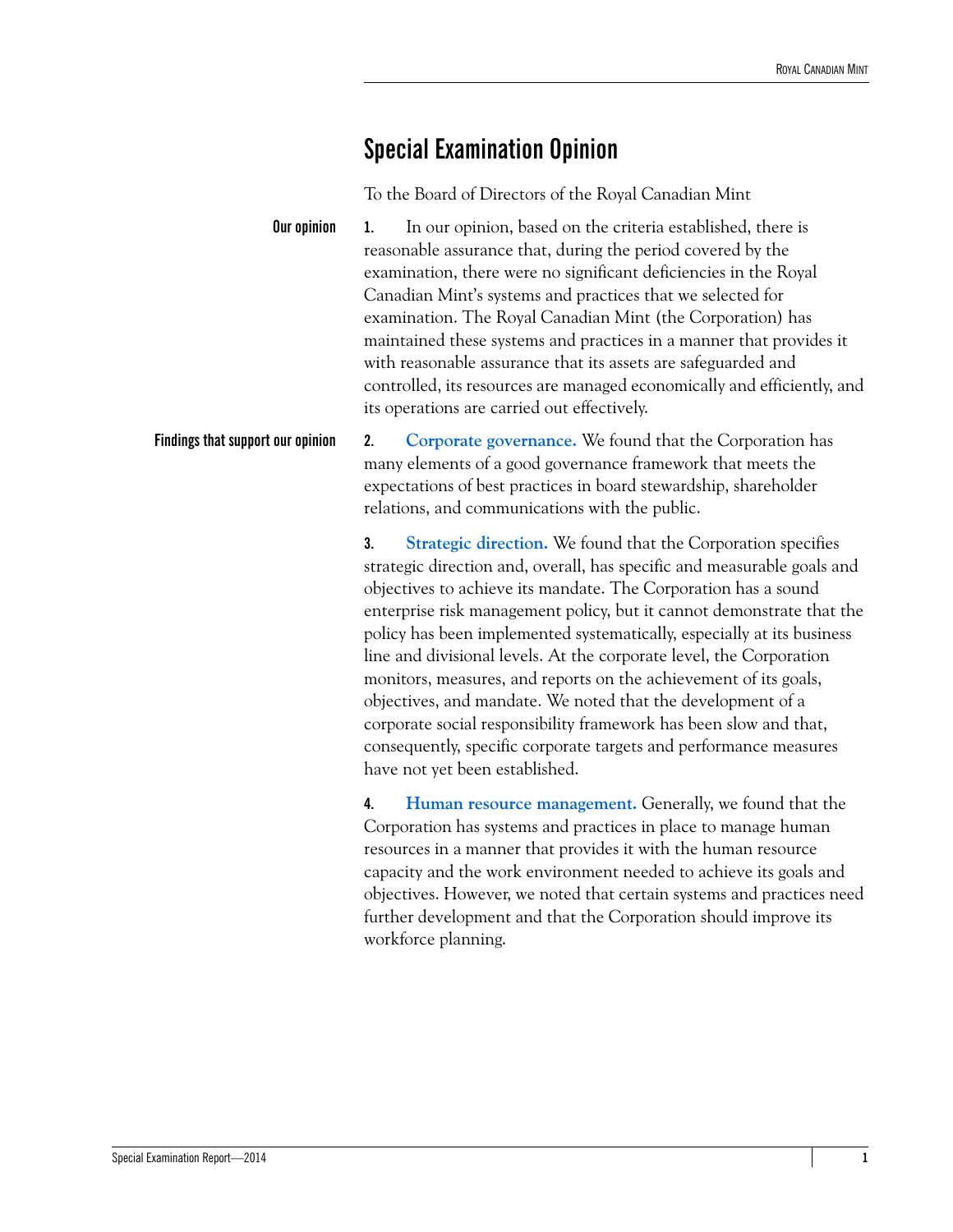# Special Examination Opinion

To the Board of Directors of the Royal Canadian Mint

**Our opinion**

**1.** In our opinion, based on the criteria established, there is reasonable assurance that, during the period covered by the examination, there were no significant deficiencies in the Royal Canadian Mint's systems and practices that we selected for examination. The Royal Canadian Mint (the Corporation) has maintained these systems and practices in a manner that provides it with reasonable assurance that its assets are safeguarded and controlled, its resources are managed economically and efficiently, and its operations are carried out effectively.

**Findings that support our opinion**

**2.** **Corporate governance.** We found that the Corporation has many elements of a good governance framework that meets the expectations of best practices in board stewardship, shareholder relations, and communications with the public.

**3.** **Strategic direction.** We found that the Corporation specifies strategic direction and, overall, has specific and measurable goals and objectives to achieve its mandate. The Corporation has a sound enterprise risk management policy, but it cannot demonstrate that the policy has been implemented systematically, especially at its business line and divisional levels. At the corporate level, the Corporation monitors, measures, and reports on the achievement of its goals, objectives, and mandate. We noted that the development of a corporate social responsibility framework has been slow and that, consequently, specific corporate targets and performance measures have not yet been established.

**4.** **Human resource management.** Generally, we found that the Corporation has systems and practices in place to manage human resources in a manner that provides it with the human resource capacity and the work environment needed to achieve its goals and objectives. However, we noted that certain systems and practices need further development and that the Corporation should improve its workforce planning.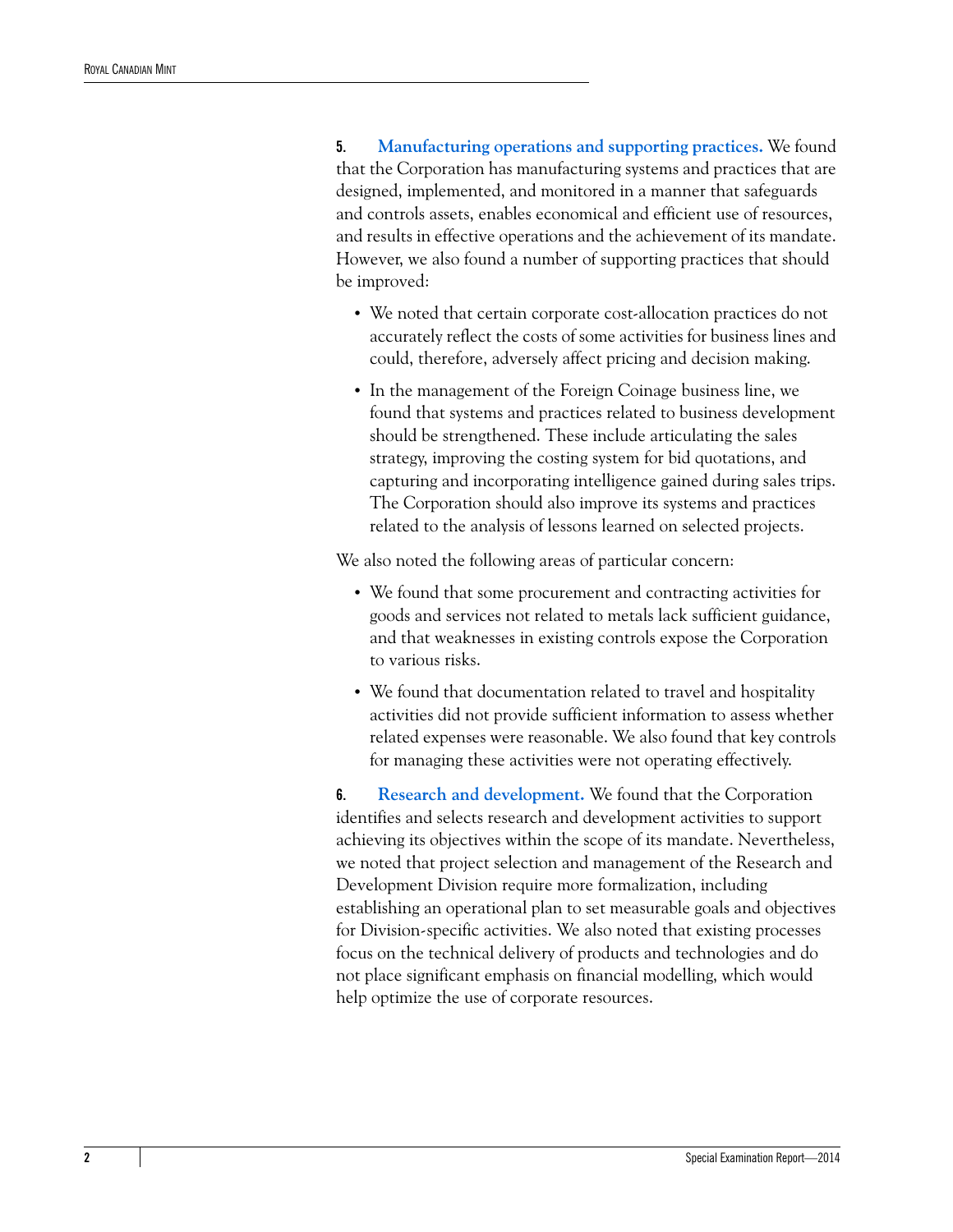**5.** **Manufacturing operations and supporting practices.** We found that the Corporation has manufacturing systems and practices that are designed, implemented, and monitored in a manner that safeguards and controls assets, enables economical and efficient use of resources, and results in effective operations and the achievement of its mandate. However, we also found a number of supporting practices that should be improved:

- We noted that certain corporate cost-allocation practices do not accurately reflect the costs of some activities for business lines and could, therefore, adversely affect pricing and decision making.
- In the management of the Foreign Coinage business line, we found that systems and practices related to business development should be strengthened. These include articulating the sales strategy, improving the costing system for bid quotations, and capturing and incorporating intelligence gained during sales trips. The Corporation should also improve its systems and practices related to the analysis of lessons learned on selected projects.

We also noted the following areas of particular concern:

- We found that some procurement and contracting activities for goods and services not related to metals lack sufficient guidance, and that weaknesses in existing controls expose the Corporation to various risks.
- We found that documentation related to travel and hospitality activities did not provide sufficient information to assess whether related expenses were reasonable. We also found that key controls for managing these activities were not operating effectively.

**6.** **Research and development.** We found that the Corporation identifies and selects research and development activities to support achieving its objectives within the scope of its mandate. Nevertheless, we noted that project selection and management of the Research and Development Division require more formalization, including establishing an operational plan to set measurable goals and objectives for Division-specific activities. We also noted that existing processes focus on the technical delivery of products and technologies and do not place significant emphasis on financial modelling, which would help optimize the use of corporate resources.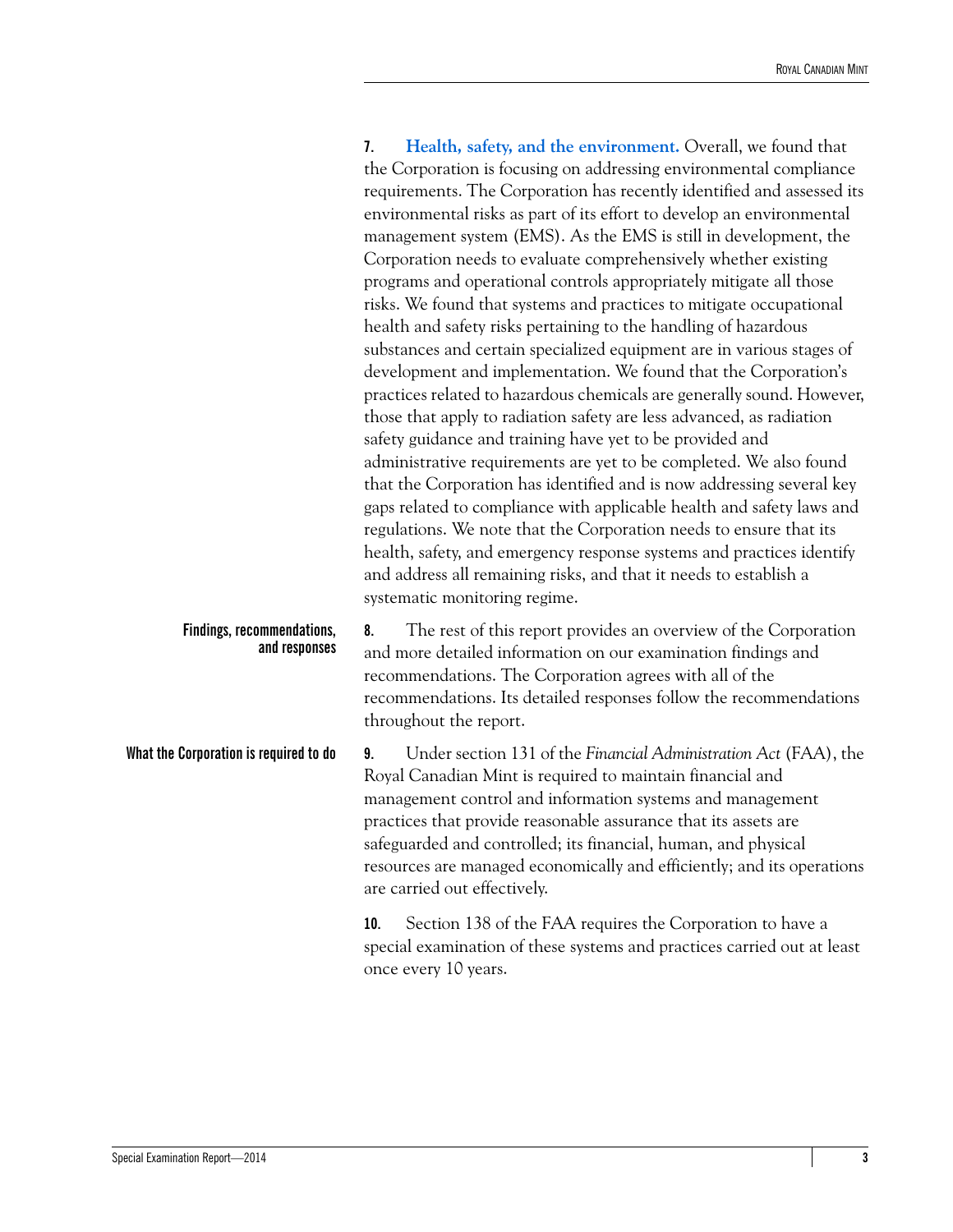**7. Health, safety, and the environment.** Overall, we found that the Corporation is focusing on addressing environmental compliance requirements. The Corporation has recently identified and assessed its environmental risks as part of its effort to develop an environmental management system (EMS). As the EMS is still in development, the Corporation needs to evaluate comprehensively whether existing programs and operational controls appropriately mitigate all those risks. We found that systems and practices to mitigate occupational health and safety risks pertaining to the handling of hazardous substances and certain specialized equipment are in various stages of development and implementation. We found that the Corporation's practices related to hazardous chemicals are generally sound. However, those that apply to radiation safety are less advanced, as radiation safety guidance and training have yet to be provided and administrative requirements are yet to be completed. We also found that the Corporation has identified and is now addressing several key gaps related to compliance with applicable health and safety laws and regulations. We note that the Corporation needs to ensure that its health, safety, and emergency response systems and practices identify and address all remaining risks, and that it needs to establish a systematic monitoring regime.

### Findings, recommendations, and responses

**8.** The rest of this report provides an overview of the Corporation and more detailed information on our examination findings and recommendations. The Corporation agrees with all of the recommendations. Its detailed responses follow the recommendations throughout the report.

### What the Corporation is required to do

**9.** Under section 131 of the *Financial Administration Act* (FAA), the Royal Canadian Mint is required to maintain financial and management control and information systems and management practices that provide reasonable assurance that its assets are safeguarded and controlled; its financial, human, and physical resources are managed economically and efficiently; and its operations are carried out effectively.

**10.** Section 138 of the FAA requires the Corporation to have a special examination of these systems and practices carried out at least once every 10 years.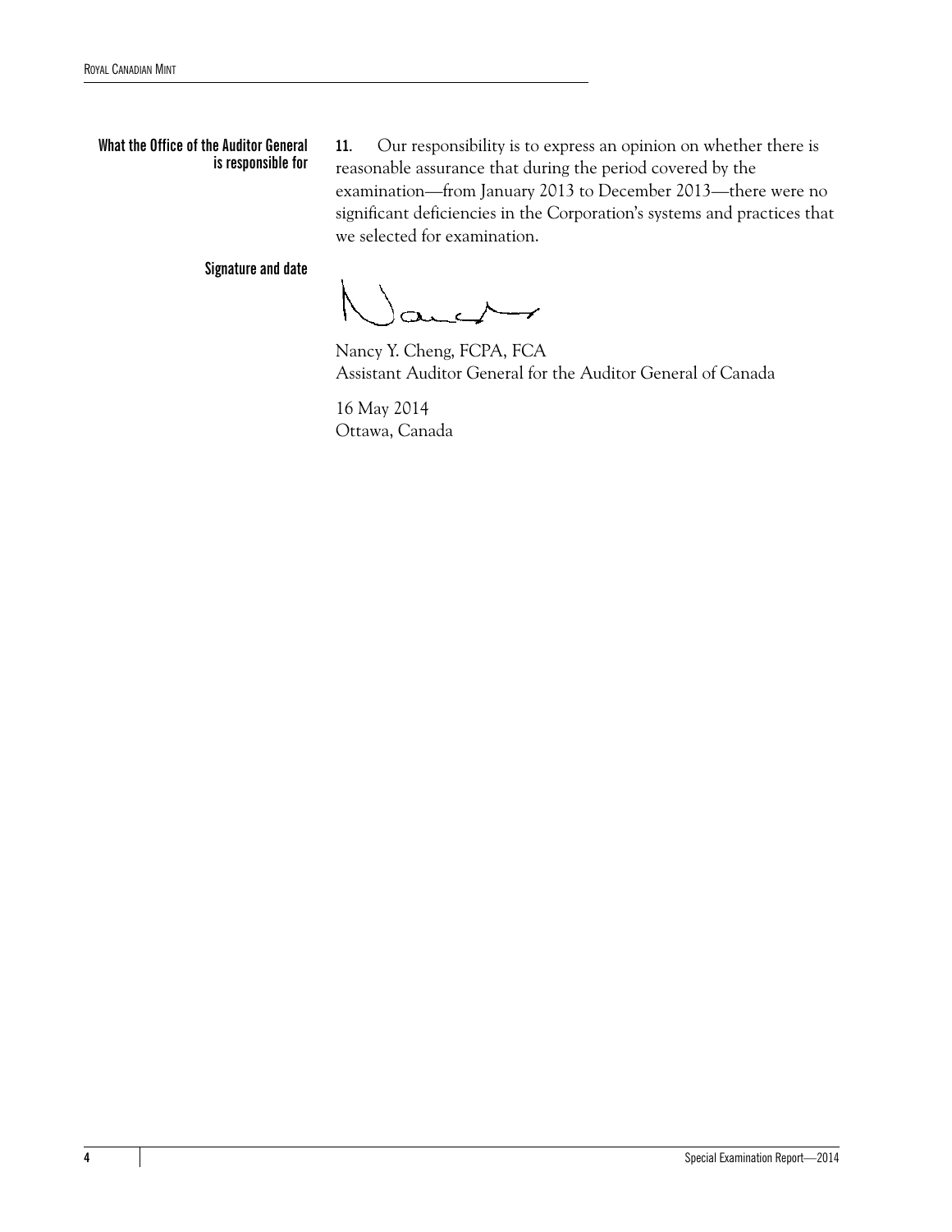**What the Office of the Auditor General is responsible for**

**11.** Our responsibility is to express an opinion on whether there is reasonable assurance that during the period covered by the examination—from January 2013 to December 2013—there were no significant deficiencies in the Corporation's systems and practices that we selected for examination.

**Signature and date**

Nancy Y. Cheng, FCPA, FCA
Assistant Auditor General for the Auditor General of Canada

16 May 2014
Ottawa, Canada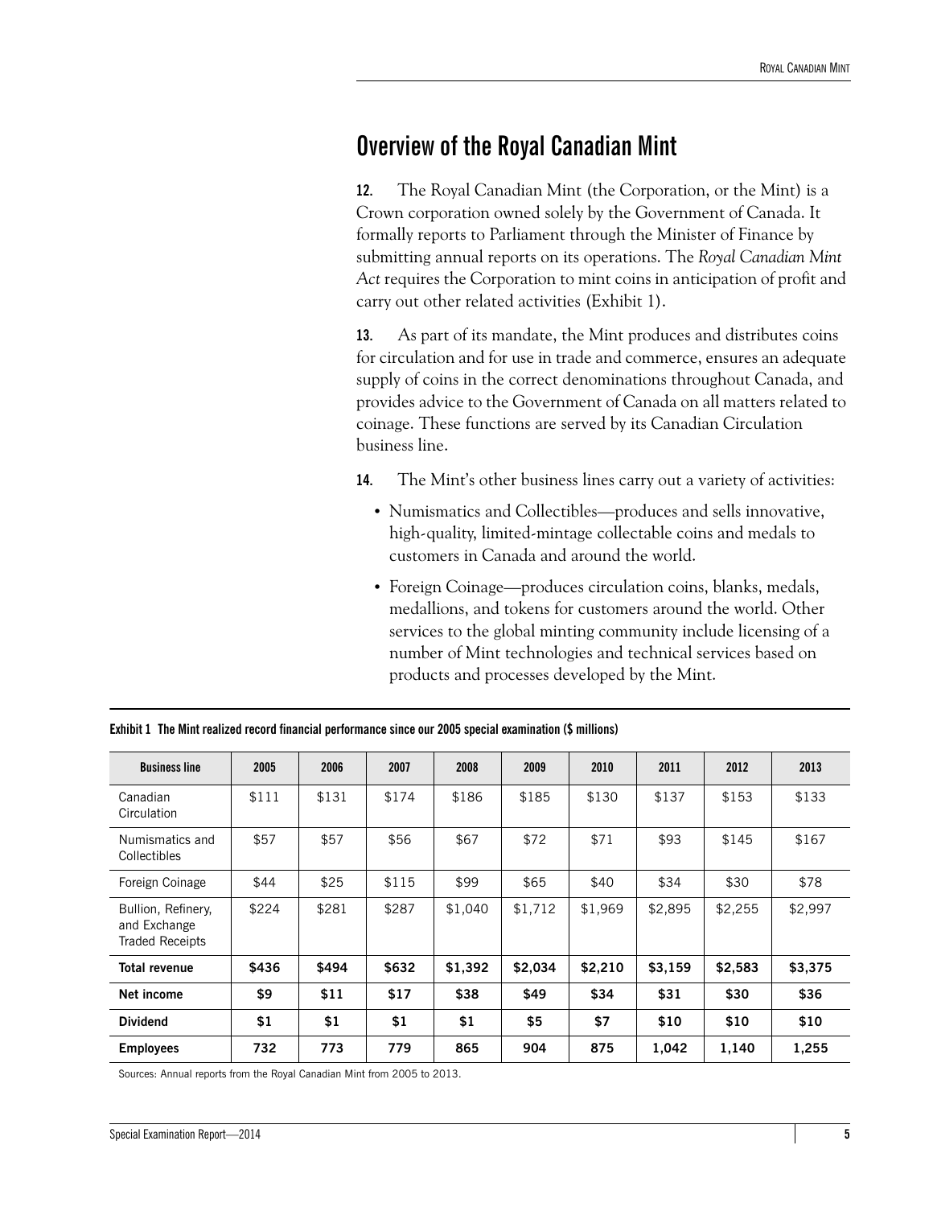## Overview of the Royal Canadian Mint

**12.** The Royal Canadian Mint (the Corporation, or the Mint) is a Crown corporation owned solely by the Government of Canada. It formally reports to Parliament through the Minister of Finance by submitting annual reports on its operations. The *Royal Canadian Mint Act* requires the Corporation to mint coins in anticipation of profit and carry out other related activities (Exhibit 1).

**13.** As part of its mandate, the Mint produces and distributes coins for circulation and for use in trade and commerce, ensures an adequate supply of coins in the correct denominations throughout Canada, and provides advice to the Government of Canada on all matters related to coinage. These functions are served by its Canadian Circulation business line.

**14.** The Mint's other business lines carry out a variety of activities:

- Numismatics and Collectibles—produces and sells innovative, high-quality, limited-mintage collectable coins and medals to customers in Canada and around the world.
- Foreign Coinage—produces circulation coins, blanks, medals, medallions, and tokens for customers around the world. Other services to the global minting community include licensing of a number of Mint technologies and technical services based on products and processes developed by the Mint.

**Exhibit 1 The Mint realized record financial performance since our 2005 special examination ($ millions)**

| Business line | 2005 | 2006 | 2007 | 2008 | 2009 | 2010 | 2011 | 2012 | 2013 |
|---|---|---|---|---|---|---|---|---|---|
| Canadian Circulation | $111 | $131 | $174 | $186 | $185 | $130 | $137 | $153 | $133 |
| Numismatics and Collectibles | $57 | $57 | $56 | $67 | $72 | $71 | $93 | $145 | $167 |
| Foreign Coinage | $44 | $25 | $115 | $99 | $65 | $40 | $34 | $30 | $78 |
| Bullion, Refinery, and Exchange Traded Receipts | $224 | $281 | $287 | $1,040 | $1,712 | $1,969 | $2,895 | $2,255 | $2,997 |
| **Total revenue** | **$436** | **$494** | **$632** | **$1,392** | **$2,034** | **$2,210** | **$3,159** | **$2,583** | **$3,375** |
| **Net income** | **$9** | **$11** | **$17** | **$38** | **$49** | **$34** | **$31** | **$30** | **$36** |
| **Dividend** | **$1** | **$1** | **$1** | **$1** | **$5** | **$7** | **$10** | **$10** | **$10** |
| **Employees** | **732** | **773** | **779** | **865** | **904** | **875** | **1,042** | **1,140** | **1,255** |

Sources: Annual reports from the Royal Canadian Mint from 2005 to 2013.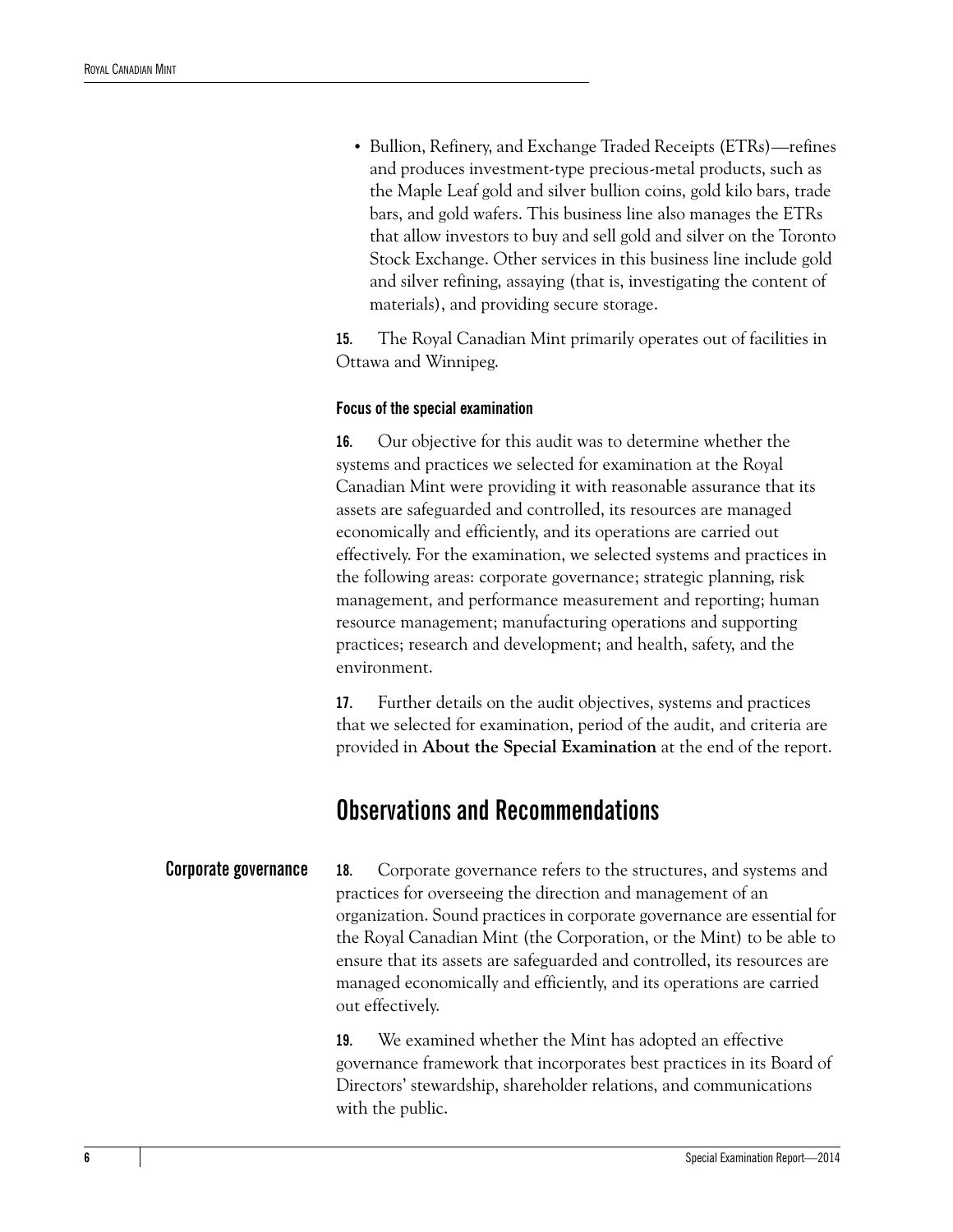- Bullion, Refinery, and Exchange Traded Receipts (ETRs)—refines and produces investment-type precious-metal products, such as the Maple Leaf gold and silver bullion coins, gold kilo bars, trade bars, and gold wafers. This business line also manages the ETRs that allow investors to buy and sell gold and silver on the Toronto Stock Exchange. Other services in this business line include gold and silver refining, assaying (that is, investigating the content of materials), and providing secure storage.

**15.** The Royal Canadian Mint primarily operates out of facilities in Ottawa and Winnipeg.

#### Focus of the special examination

**16.** Our objective for this audit was to determine whether the systems and practices we selected for examination at the Royal Canadian Mint were providing it with reasonable assurance that its assets are safeguarded and controlled, its resources are managed economically and efficiently, and its operations are carried out effectively. For the examination, we selected systems and practices in the following areas: corporate governance; strategic planning, risk management, and performance measurement and reporting; human resource management; manufacturing operations and supporting practices; research and development; and health, safety, and the environment.

**17.** Further details on the audit objectives, systems and practices that we selected for examination, period of the audit, and criteria are provided in **About the Special Examination** at the end of the report.

## Observations and Recommendations

### Corporate governance

**18.** Corporate governance refers to the structures, and systems and practices for overseeing the direction and management of an organization. Sound practices in corporate governance are essential for the Royal Canadian Mint (the Corporation, or the Mint) to be able to ensure that its assets are safeguarded and controlled, its resources are managed economically and efficiently, and its operations are carried out effectively.

**19.** We examined whether the Mint has adopted an effective governance framework that incorporates best practices in its Board of Directors' stewardship, shareholder relations, and communications with the public.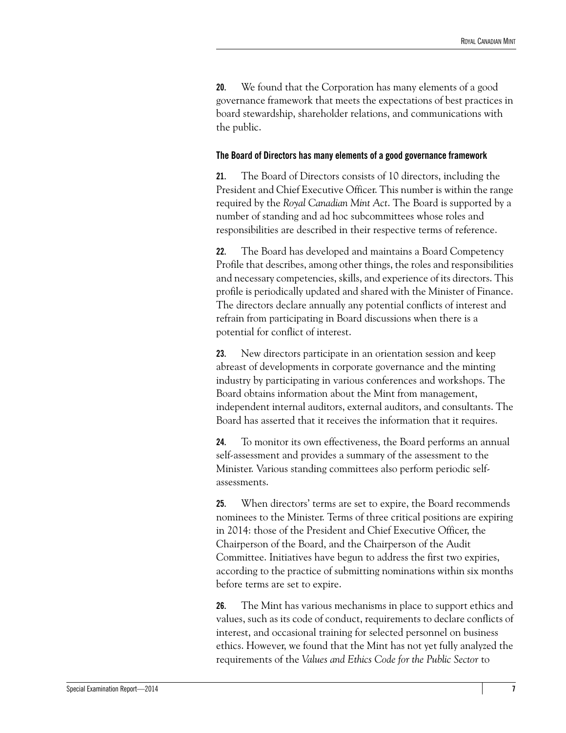**20.** We found that the Corporation has many elements of a good governance framework that meets the expectations of best practices in board stewardship, shareholder relations, and communications with the public.

#### The Board of Directors has many elements of a good governance framework

**21.** The Board of Directors consists of 10 directors, including the President and Chief Executive Officer. This number is within the range required by the *Royal Canadian Mint Act*. The Board is supported by a number of standing and ad hoc subcommittees whose roles and responsibilities are described in their respective terms of reference.

**22.** The Board has developed and maintains a Board Competency Profile that describes, among other things, the roles and responsibilities and necessary competencies, skills, and experience of its directors. This profile is periodically updated and shared with the Minister of Finance. The directors declare annually any potential conflicts of interest and refrain from participating in Board discussions when there is a potential for conflict of interest.

**23.** New directors participate in an orientation session and keep abreast of developments in corporate governance and the minting industry by participating in various conferences and workshops. The Board obtains information about the Mint from management, independent internal auditors, external auditors, and consultants. The Board has asserted that it receives the information that it requires.

**24.** To monitor its own effectiveness, the Board performs an annual self-assessment and provides a summary of the assessment to the Minister. Various standing committees also perform periodic self-assessments.

**25.** When directors' terms are set to expire, the Board recommends nominees to the Minister. Terms of three critical positions are expiring in 2014: those of the President and Chief Executive Officer, the Chairperson of the Board, and the Chairperson of the Audit Committee. Initiatives have begun to address the first two expiries, according to the practice of submitting nominations within six months before terms are set to expire.

**26.** The Mint has various mechanisms in place to support ethics and values, such as its code of conduct, requirements to declare conflicts of interest, and occasional training for selected personnel on business ethics. However, we found that the Mint has not yet fully analyzed the requirements of the *Values and Ethics Code for the Public Sector* to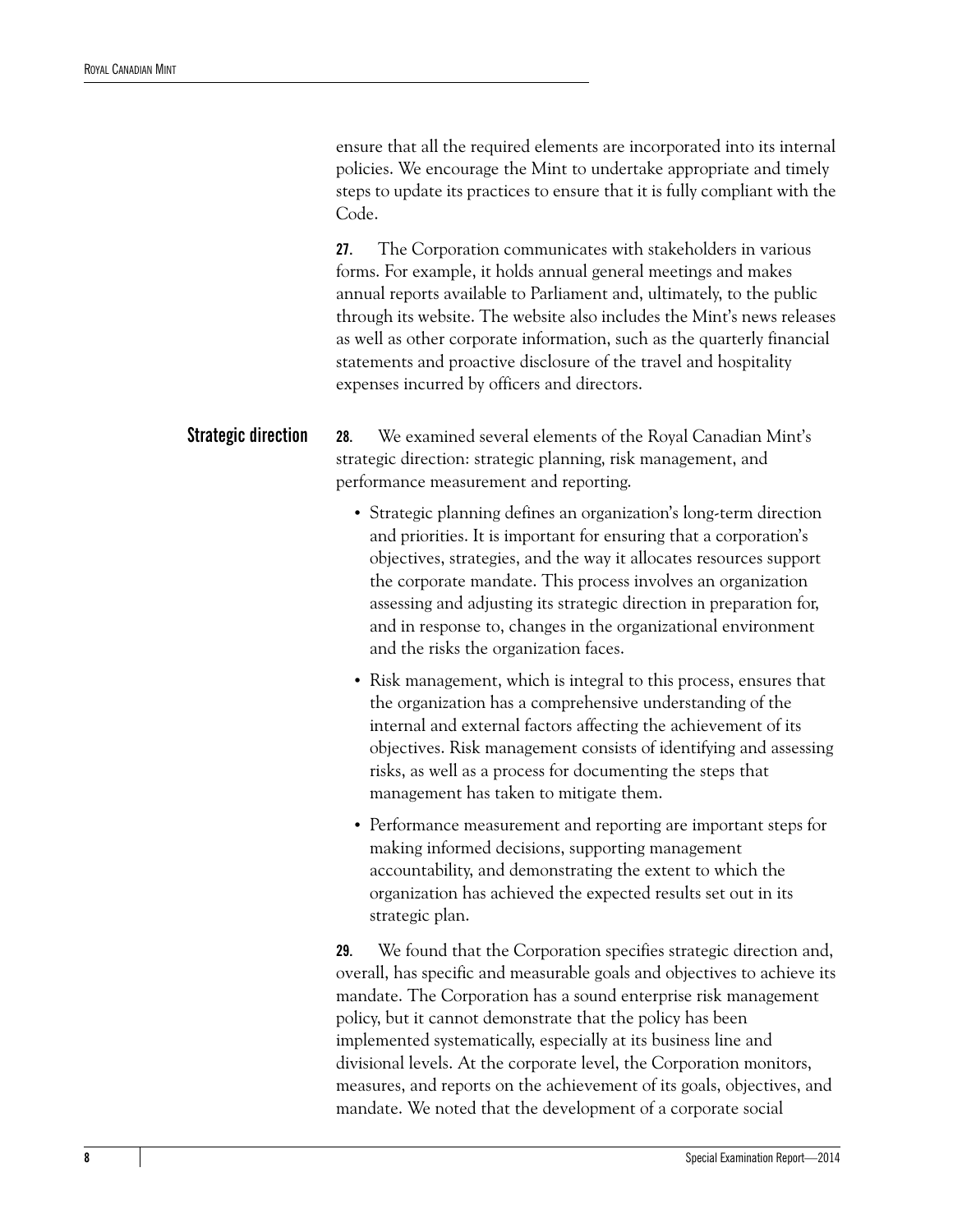ensure that all the required elements are incorporated into its internal policies. We encourage the Mint to undertake appropriate and timely steps to update its practices to ensure that it is fully compliant with the Code.

**27.** The Corporation communicates with stakeholders in various forms. For example, it holds annual general meetings and makes annual reports available to Parliament and, ultimately, to the public through its website. The website also includes the Mint's news releases as well as other corporate information, such as the quarterly financial statements and proactive disclosure of the travel and hospitality expenses incurred by officers and directors.

## Strategic direction

**28.** We examined several elements of the Royal Canadian Mint's strategic direction: strategic planning, risk management, and performance measurement and reporting.

- Strategic planning defines an organization's long-term direction and priorities. It is important for ensuring that a corporation's objectives, strategies, and the way it allocates resources support the corporate mandate. This process involves an organization assessing and adjusting its strategic direction in preparation for, and in response to, changes in the organizational environment and the risks the organization faces.
- Risk management, which is integral to this process, ensures that the organization has a comprehensive understanding of the internal and external factors affecting the achievement of its objectives. Risk management consists of identifying and assessing risks, as well as a process for documenting the steps that management has taken to mitigate them.
- Performance measurement and reporting are important steps for making informed decisions, supporting management accountability, and demonstrating the extent to which the organization has achieved the expected results set out in its strategic plan.

**29.** We found that the Corporation specifies strategic direction and, overall, has specific and measurable goals and objectives to achieve its mandate. The Corporation has a sound enterprise risk management policy, but it cannot demonstrate that the policy has been implemented systematically, especially at its business line and divisional levels. At the corporate level, the Corporation monitors, measures, and reports on the achievement of its goals, objectives, and mandate. We noted that the development of a corporate social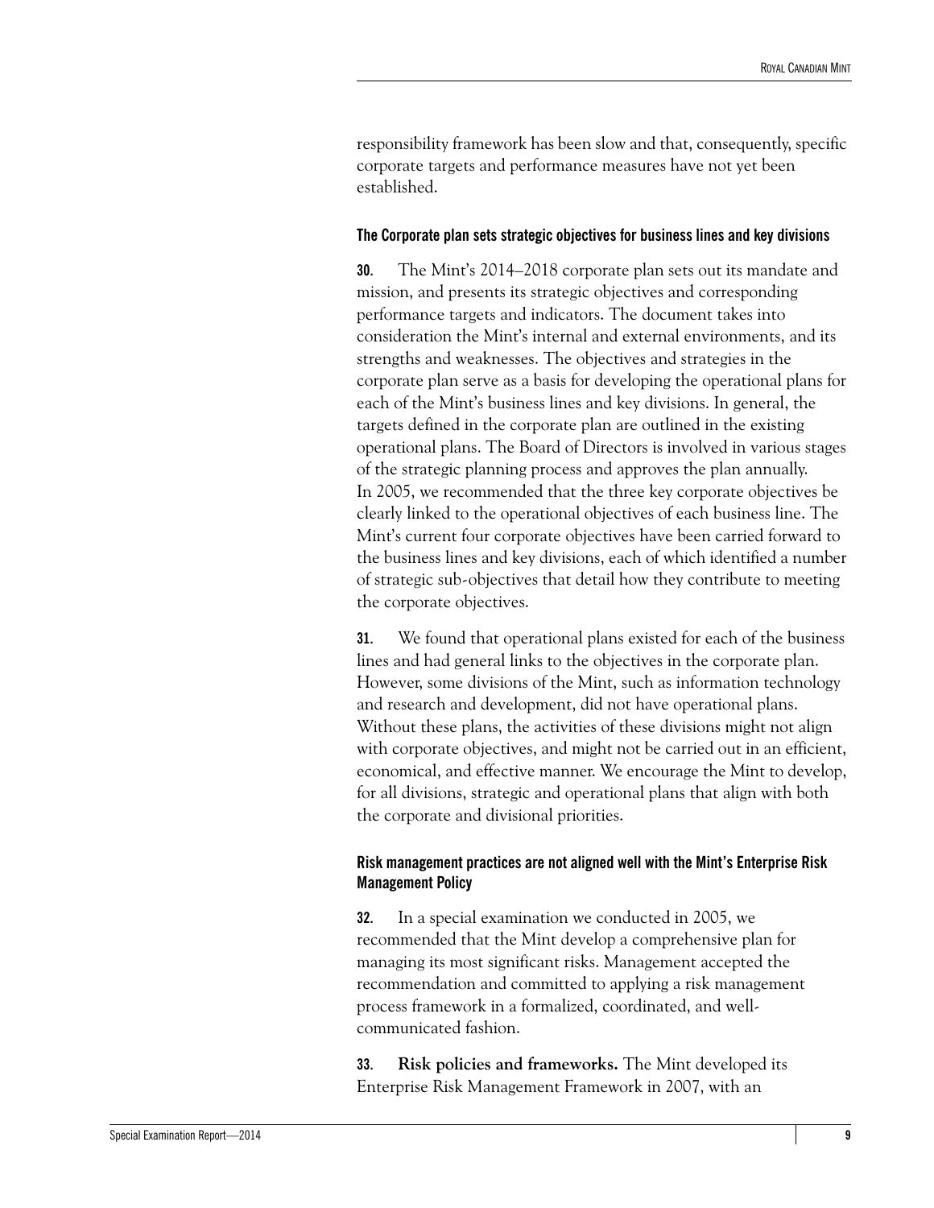responsibility framework has been slow and that, consequently, specific corporate targets and performance measures have not yet been established.

### The Corporate plan sets strategic objectives for business lines and key divisions

**30.** The Mint's 2014–2018 corporate plan sets out its mandate and mission, and presents its strategic objectives and corresponding performance targets and indicators. The document takes into consideration the Mint's internal and external environments, and its strengths and weaknesses. The objectives and strategies in the corporate plan serve as a basis for developing the operational plans for each of the Mint's business lines and key divisions. In general, the targets defined in the corporate plan are outlined in the existing operational plans. The Board of Directors is involved in various stages of the strategic planning process and approves the plan annually. In 2005, we recommended that the three key corporate objectives be clearly linked to the operational objectives of each business line. The Mint's current four corporate objectives have been carried forward to the business lines and key divisions, each of which identified a number of strategic sub-objectives that detail how they contribute to meeting the corporate objectives.

**31.** We found that operational plans existed for each of the business lines and had general links to the objectives in the corporate plan. However, some divisions of the Mint, such as information technology and research and development, did not have operational plans. Without these plans, the activities of these divisions might not align with corporate objectives, and might not be carried out in an efficient, economical, and effective manner. We encourage the Mint to develop, for all divisions, strategic and operational plans that align with both the corporate and divisional priorities.

### Risk management practices are not aligned well with the Mint's Enterprise Risk Management Policy

**32.** In a special examination we conducted in 2005, we recommended that the Mint develop a comprehensive plan for managing its most significant risks. Management accepted the recommendation and committed to applying a risk management process framework in a formalized, coordinated, and well-communicated fashion.

**33.** **Risk policies and frameworks.** The Mint developed its Enterprise Risk Management Framework in 2007, with an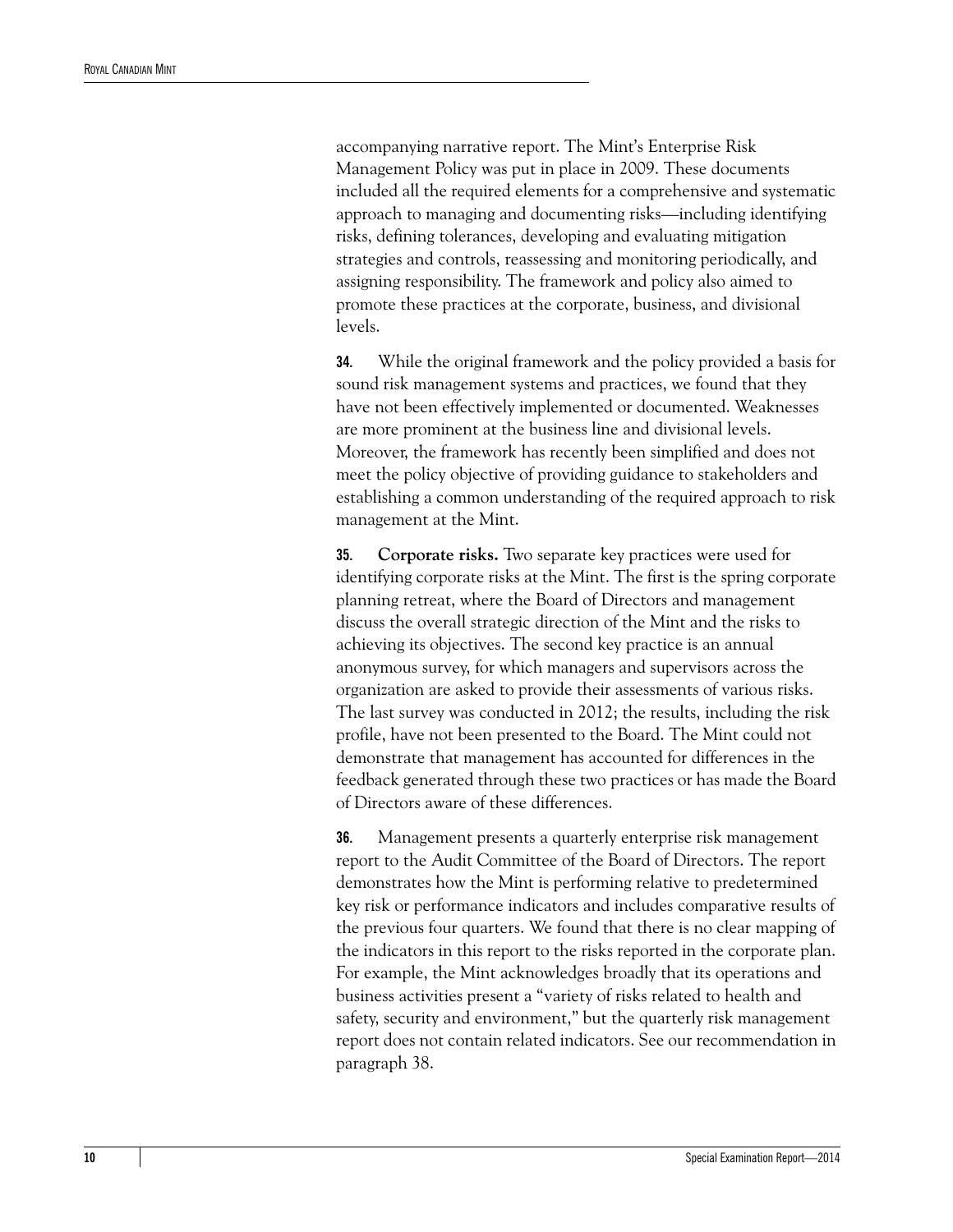accompanying narrative report. The Mint's Enterprise Risk Management Policy was put in place in 2009. These documents included all the required elements for a comprehensive and systematic approach to managing and documenting risks—including identifying risks, defining tolerances, developing and evaluating mitigation strategies and controls, reassessing and monitoring periodically, and assigning responsibility. The framework and policy also aimed to promote these practices at the corporate, business, and divisional levels.

**34.** While the original framework and the policy provided a basis for sound risk management systems and practices, we found that they have not been effectively implemented or documented. Weaknesses are more prominent at the business line and divisional levels. Moreover, the framework has recently been simplified and does not meet the policy objective of providing guidance to stakeholders and establishing a common understanding of the required approach to risk management at the Mint.

**35.** **Corporate risks.** Two separate key practices were used for identifying corporate risks at the Mint. The first is the spring corporate planning retreat, where the Board of Directors and management discuss the overall strategic direction of the Mint and the risks to achieving its objectives. The second key practice is an annual anonymous survey, for which managers and supervisors across the organization are asked to provide their assessments of various risks. The last survey was conducted in 2012; the results, including the risk profile, have not been presented to the Board. The Mint could not demonstrate that management has accounted for differences in the feedback generated through these two practices or has made the Board of Directors aware of these differences.

**36.** Management presents a quarterly enterprise risk management report to the Audit Committee of the Board of Directors. The report demonstrates how the Mint is performing relative to predetermined key risk or performance indicators and includes comparative results of the previous four quarters. We found that there is no clear mapping of the indicators in this report to the risks reported in the corporate plan. For example, the Mint acknowledges broadly that its operations and business activities present a "variety of risks related to health and safety, security and environment," but the quarterly risk management report does not contain related indicators. See our recommendation in paragraph 38.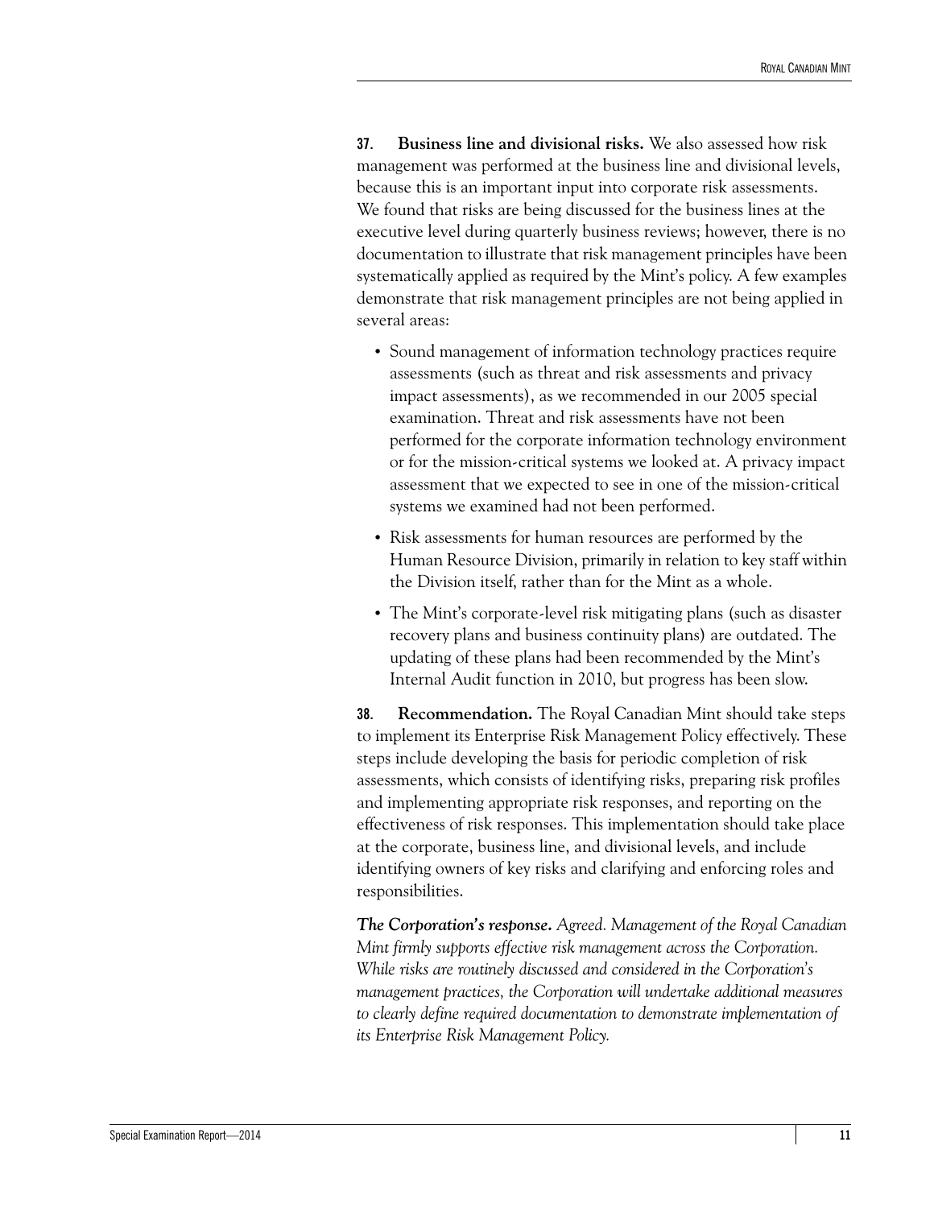**37. Business line and divisional risks.** We also assessed how risk management was performed at the business line and divisional levels, because this is an important input into corporate risk assessments. We found that risks are being discussed for the business lines at the executive level during quarterly business reviews; however, there is no documentation to illustrate that risk management principles have been systematically applied as required by the Mint's policy. A few examples demonstrate that risk management principles are not being applied in several areas:

- Sound management of information technology practices require assessments (such as threat and risk assessments and privacy impact assessments), as we recommended in our 2005 special examination. Threat and risk assessments have not been performed for the corporate information technology environment or for the mission-critical systems we looked at. A privacy impact assessment that we expected to see in one of the mission-critical systems we examined had not been performed.
- Risk assessments for human resources are performed by the Human Resource Division, primarily in relation to key staff within the Division itself, rather than for the Mint as a whole.
- The Mint's corporate-level risk mitigating plans (such as disaster recovery plans and business continuity plans) are outdated. The updating of these plans had been recommended by the Mint's Internal Audit function in 2010, but progress has been slow.

**38. Recommendation.** The Royal Canadian Mint should take steps to implement its Enterprise Risk Management Policy effectively. These steps include developing the basis for periodic completion of risk assessments, which consists of identifying risks, preparing risk profiles and implementing appropriate risk responses, and reporting on the effectiveness of risk responses. This implementation should take place at the corporate, business line, and divisional levels, and include identifying owners of key risks and clarifying and enforcing roles and responsibilities.

***The Corporation's response.*** *Agreed. Management of the Royal Canadian Mint firmly supports effective risk management across the Corporation. While risks are routinely discussed and considered in the Corporation's management practices, the Corporation will undertake additional measures to clearly define required documentation to demonstrate implementation of its Enterprise Risk Management Policy.*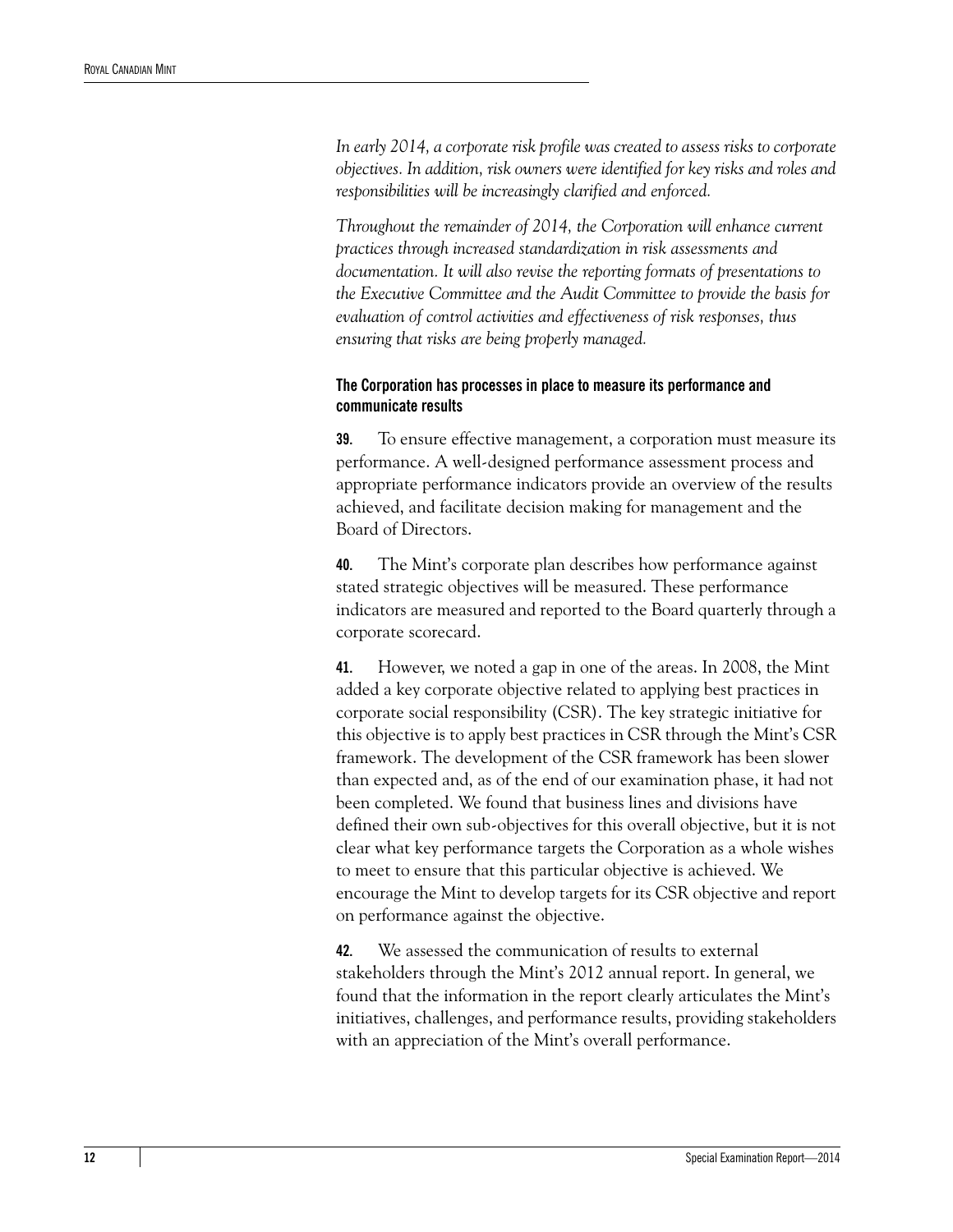*In early 2014, a corporate risk profile was created to assess risks to corporate objectives. In addition, risk owners were identified for key risks and roles and responsibilities will be increasingly clarified and enforced.*

*Throughout the remainder of 2014, the Corporation will enhance current practices through increased standardization in risk assessments and documentation. It will also revise the reporting formats of presentations to the Executive Committee and the Audit Committee to provide the basis for evaluation of control activities and effectiveness of risk responses, thus ensuring that risks are being properly managed.*

### The Corporation has processes in place to measure its performance and communicate results

**39.** To ensure effective management, a corporation must measure its performance. A well-designed performance assessment process and appropriate performance indicators provide an overview of the results achieved, and facilitate decision making for management and the Board of Directors.

**40.** The Mint's corporate plan describes how performance against stated strategic objectives will be measured. These performance indicators are measured and reported to the Board quarterly through a corporate scorecard.

**41.** However, we noted a gap in one of the areas. In 2008, the Mint added a key corporate objective related to applying best practices in corporate social responsibility (CSR). The key strategic initiative for this objective is to apply best practices in CSR through the Mint's CSR framework. The development of the CSR framework has been slower than expected and, as of the end of our examination phase, it had not been completed. We found that business lines and divisions have defined their own sub-objectives for this overall objective, but it is not clear what key performance targets the Corporation as a whole wishes to meet to ensure that this particular objective is achieved. We encourage the Mint to develop targets for its CSR objective and report on performance against the objective.

**42.** We assessed the communication of results to external stakeholders through the Mint's 2012 annual report. In general, we found that the information in the report clearly articulates the Mint's initiatives, challenges, and performance results, providing stakeholders with an appreciation of the Mint's overall performance.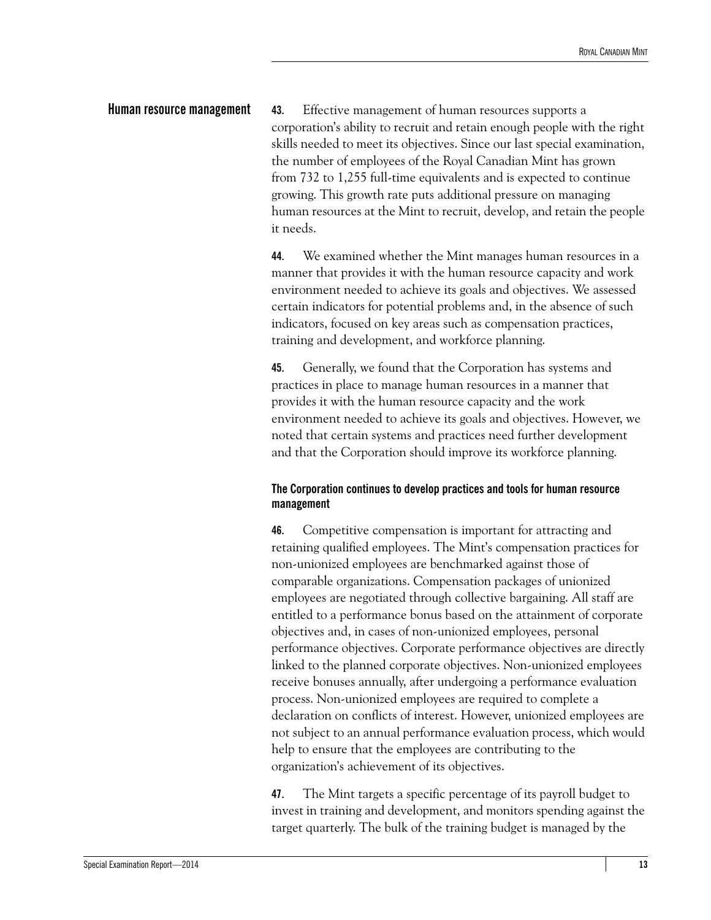## Human resource management

**43.** Effective management of human resources supports a corporation's ability to recruit and retain enough people with the right skills needed to meet its objectives. Since our last special examination, the number of employees of the Royal Canadian Mint has grown from 732 to 1,255 full-time equivalents and is expected to continue growing. This growth rate puts additional pressure on managing human resources at the Mint to recruit, develop, and retain the people it needs.

**44.** We examined whether the Mint manages human resources in a manner that provides it with the human resource capacity and work environment needed to achieve its goals and objectives. We assessed certain indicators for potential problems and, in the absence of such indicators, focused on key areas such as compensation practices, training and development, and workforce planning.

**45.** Generally, we found that the Corporation has systems and practices in place to manage human resources in a manner that provides it with the human resource capacity and the work environment needed to achieve its goals and objectives. However, we noted that certain systems and practices need further development and that the Corporation should improve its workforce planning.

### The Corporation continues to develop practices and tools for human resource management

**46.** Competitive compensation is important for attracting and retaining qualified employees. The Mint's compensation practices for non-unionized employees are benchmarked against those of comparable organizations. Compensation packages of unionized employees are negotiated through collective bargaining. All staff are entitled to a performance bonus based on the attainment of corporate objectives and, in cases of non-unionized employees, personal performance objectives. Corporate performance objectives are directly linked to the planned corporate objectives. Non-unionized employees receive bonuses annually, after undergoing a performance evaluation process. Non-unionized employees are required to complete a declaration on conflicts of interest. However, unionized employees are not subject to an annual performance evaluation process, which would help to ensure that the employees are contributing to the organization's achievement of its objectives.

**47.** The Mint targets a specific percentage of its payroll budget to invest in training and development, and monitors spending against the target quarterly. The bulk of the training budget is managed by the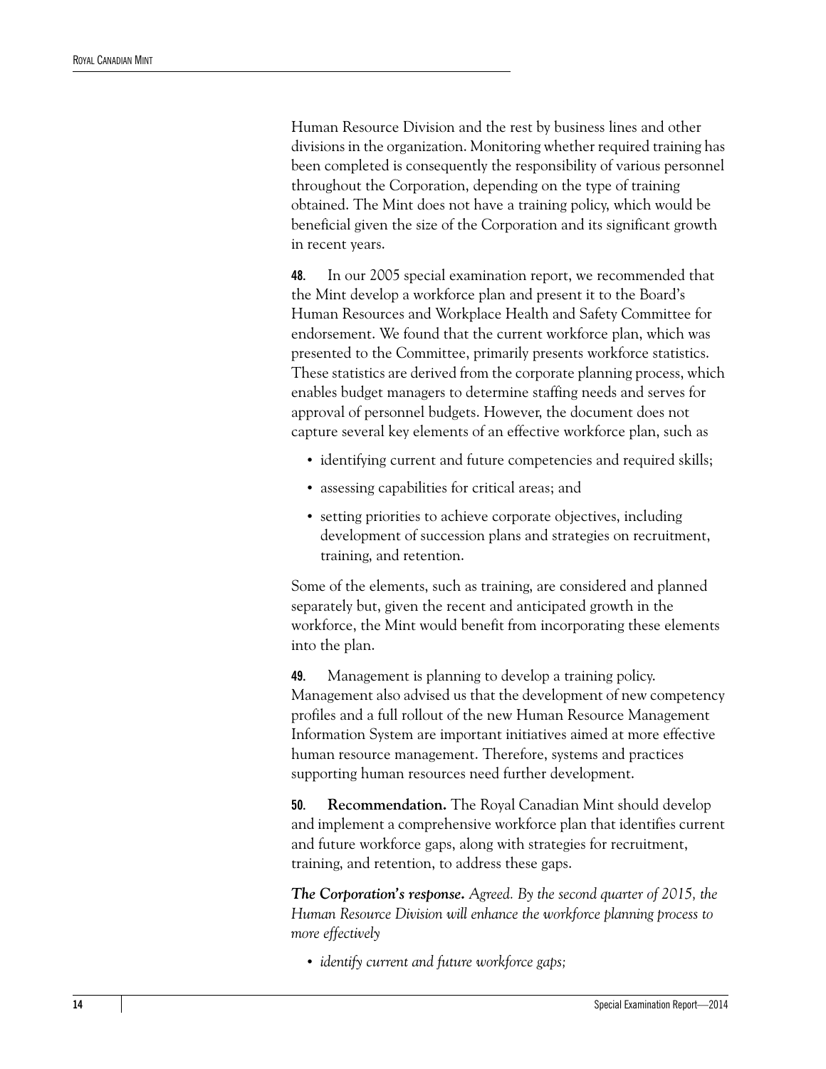Human Resource Division and the rest by business lines and other divisions in the organization. Monitoring whether required training has been completed is consequently the responsibility of various personnel throughout the Corporation, depending on the type of training obtained. The Mint does not have a training policy, which would be beneficial given the size of the Corporation and its significant growth in recent years.

**48.** In our 2005 special examination report, we recommended that the Mint develop a workforce plan and present it to the Board's Human Resources and Workplace Health and Safety Committee for endorsement. We found that the current workforce plan, which was presented to the Committee, primarily presents workforce statistics. These statistics are derived from the corporate planning process, which enables budget managers to determine staffing needs and serves for approval of personnel budgets. However, the document does not capture several key elements of an effective workforce plan, such as

- identifying current and future competencies and required skills;
- assessing capabilities for critical areas; and
- setting priorities to achieve corporate objectives, including development of succession plans and strategies on recruitment, training, and retention.

Some of the elements, such as training, are considered and planned separately but, given the recent and anticipated growth in the workforce, the Mint would benefit from incorporating these elements into the plan.

**49.** Management is planning to develop a training policy. Management also advised us that the development of new competency profiles and a full rollout of the new Human Resource Management Information System are important initiatives aimed at more effective human resource management. Therefore, systems and practices supporting human resources need further development.

**50.** **Recommendation.** The Royal Canadian Mint should develop and implement a comprehensive workforce plan that identifies current and future workforce gaps, along with strategies for recruitment, training, and retention, to address these gaps.

***The Corporation's response.*** *Agreed. By the second quarter of 2015, the Human Resource Division will enhance the workforce planning process to more effectively*

- *identify current and future workforce gaps;*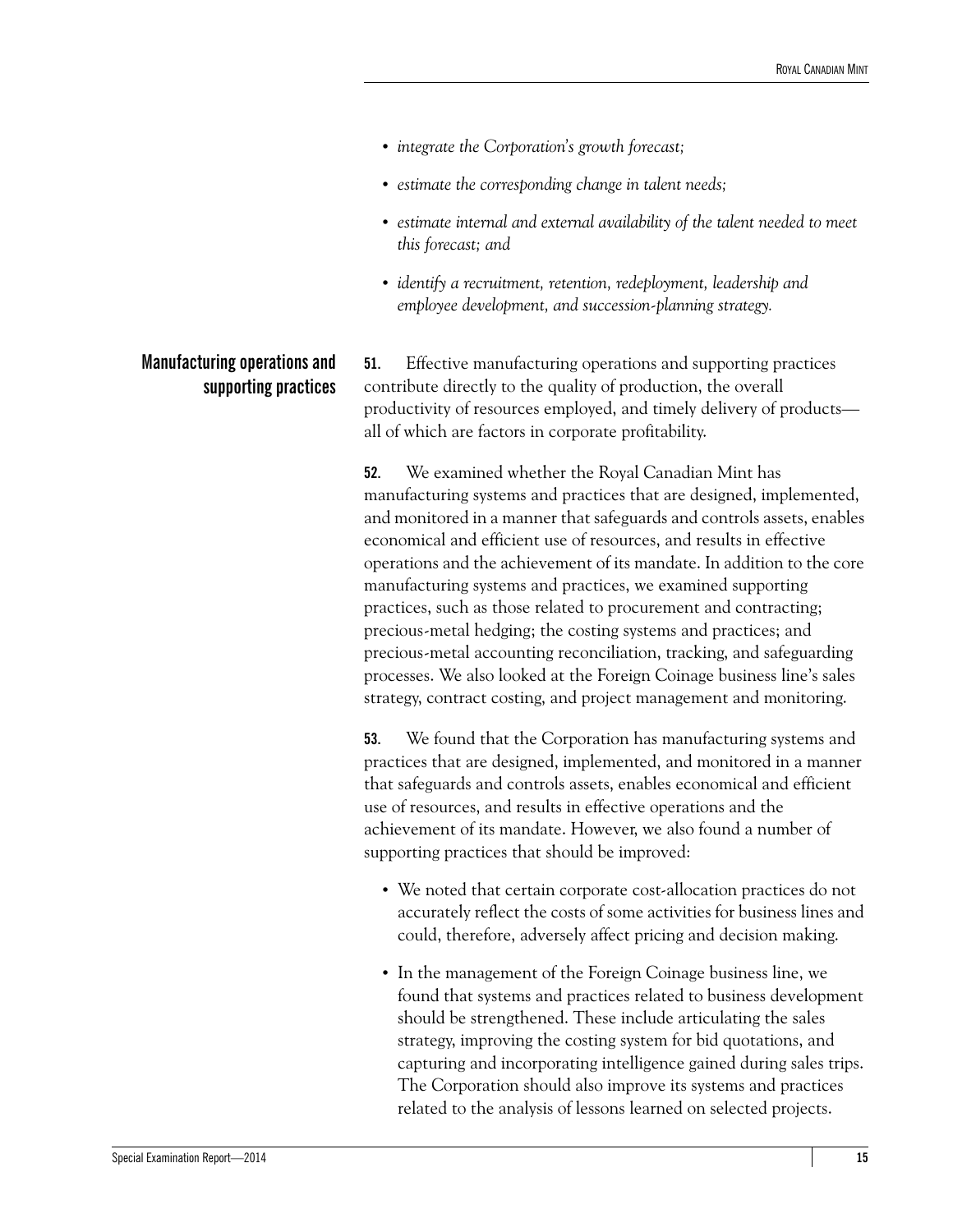- *integrate the Corporation's growth forecast;*
- *estimate the corresponding change in talent needs;*
- *estimate internal and external availability of the talent needed to meet this forecast; and*
- *identify a recruitment, retention, redeployment, leadership and employee development, and succession-planning strategy.*

## Manufacturing operations and supporting practices

**51.** Effective manufacturing operations and supporting practices contribute directly to the quality of production, the overall productivity of resources employed, and timely delivery of products—all of which are factors in corporate profitability.

**52.** We examined whether the Royal Canadian Mint has manufacturing systems and practices that are designed, implemented, and monitored in a manner that safeguards and controls assets, enables economical and efficient use of resources, and results in effective operations and the achievement of its mandate. In addition to the core manufacturing systems and practices, we examined supporting practices, such as those related to procurement and contracting; precious-metal hedging; the costing systems and practices; and precious-metal accounting reconciliation, tracking, and safeguarding processes. We also looked at the Foreign Coinage business line's sales strategy, contract costing, and project management and monitoring.

**53.** We found that the Corporation has manufacturing systems and practices that are designed, implemented, and monitored in a manner that safeguards and controls assets, enables economical and efficient use of resources, and results in effective operations and the achievement of its mandate. However, we also found a number of supporting practices that should be improved:

- We noted that certain corporate cost-allocation practices do not accurately reflect the costs of some activities for business lines and could, therefore, adversely affect pricing and decision making.
- In the management of the Foreign Coinage business line, we found that systems and practices related to business development should be strengthened. These include articulating the sales strategy, improving the costing system for bid quotations, and capturing and incorporating intelligence gained during sales trips. The Corporation should also improve its systems and practices related to the analysis of lessons learned on selected projects.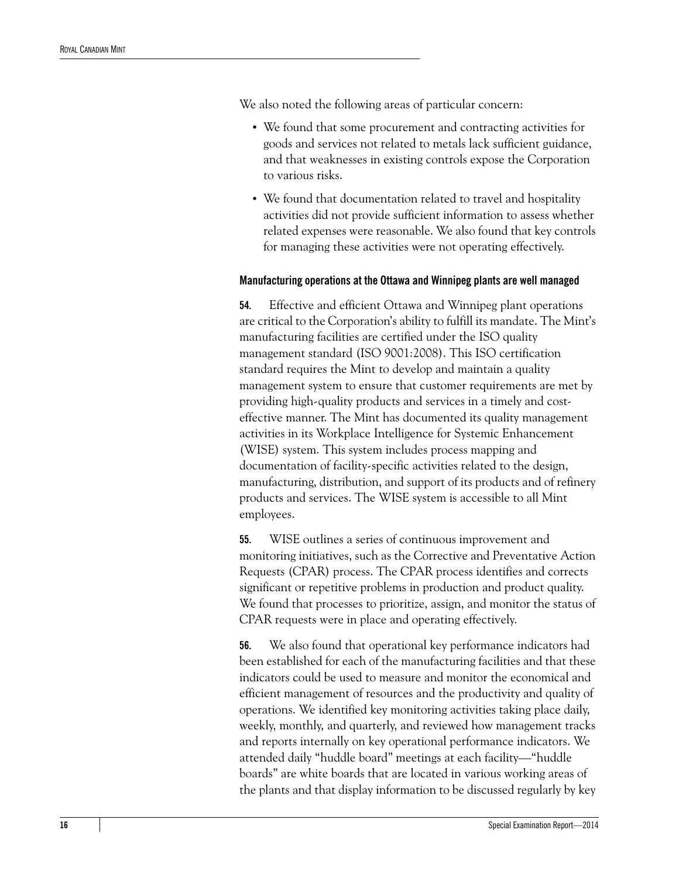We also noted the following areas of particular concern:

- We found that some procurement and contracting activities for goods and services not related to metals lack sufficient guidance, and that weaknesses in existing controls expose the Corporation to various risks.
- We found that documentation related to travel and hospitality activities did not provide sufficient information to assess whether related expenses were reasonable. We also found that key controls for managing these activities were not operating effectively.

#### Manufacturing operations at the Ottawa and Winnipeg plants are well managed

**54.** Effective and efficient Ottawa and Winnipeg plant operations are critical to the Corporation's ability to fulfill its mandate. The Mint's manufacturing facilities are certified under the ISO quality management standard (ISO 9001:2008). This ISO certification standard requires the Mint to develop and maintain a quality management system to ensure that customer requirements are met by providing high-quality products and services in a timely and cost-effective manner. The Mint has documented its quality management activities in its Workplace Intelligence for Systemic Enhancement (WISE) system. This system includes process mapping and documentation of facility-specific activities related to the design, manufacturing, distribution, and support of its products and of refinery products and services. The WISE system is accessible to all Mint employees.

**55.** WISE outlines a series of continuous improvement and monitoring initiatives, such as the Corrective and Preventative Action Requests (CPAR) process. The CPAR process identifies and corrects significant or repetitive problems in production and product quality. We found that processes to prioritize, assign, and monitor the status of CPAR requests were in place and operating effectively.

**56.** We also found that operational key performance indicators had been established for each of the manufacturing facilities and that these indicators could be used to measure and monitor the economical and efficient management of resources and the productivity and quality of operations. We identified key monitoring activities taking place daily, weekly, monthly, and quarterly, and reviewed how management tracks and reports internally on key operational performance indicators. We attended daily "huddle board" meetings at each facility—"huddle boards" are white boards that are located in various working areas of the plants and that display information to be discussed regularly by key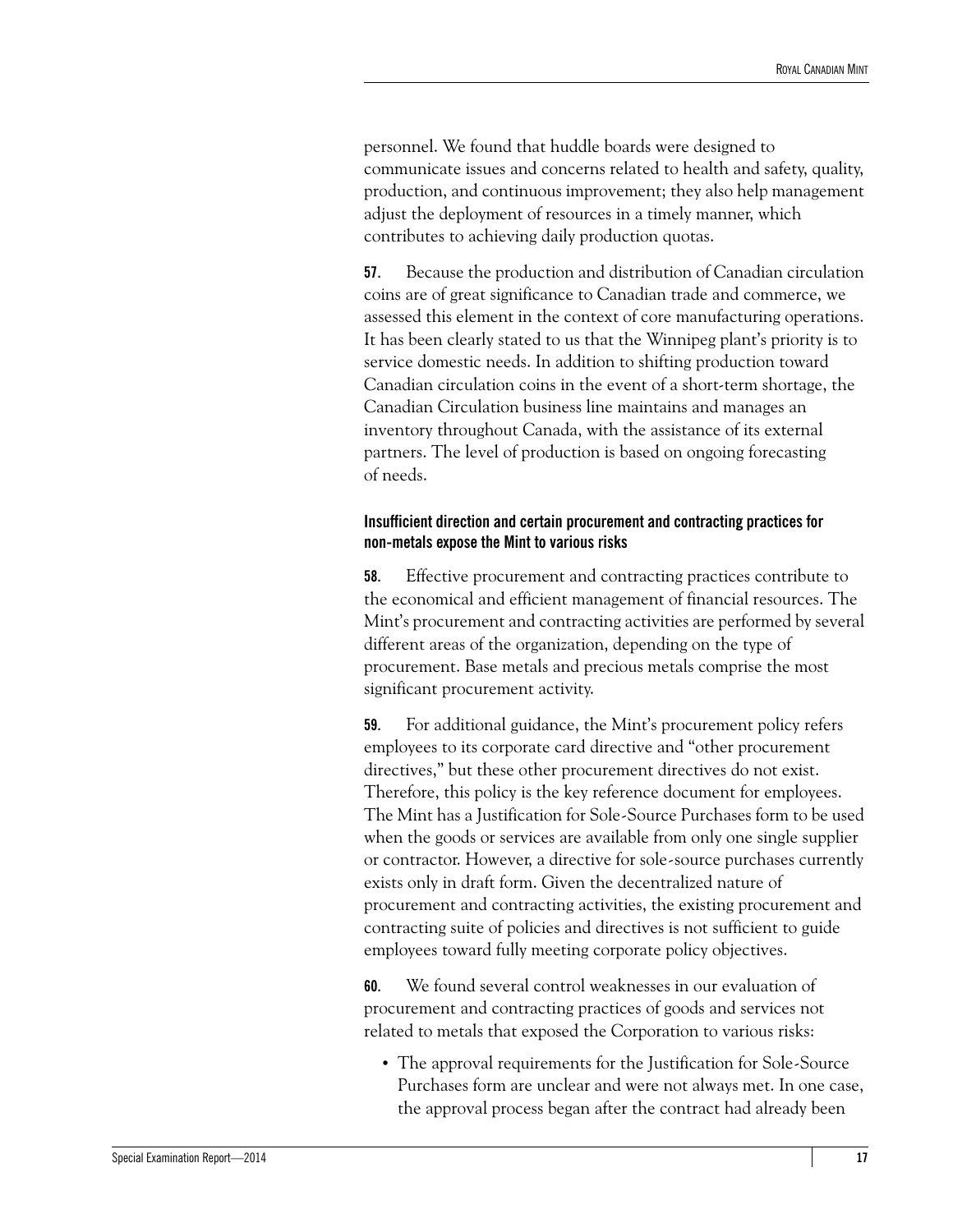personnel. We found that huddle boards were designed to communicate issues and concerns related to health and safety, quality, production, and continuous improvement; they also help management adjust the deployment of resources in a timely manner, which contributes to achieving daily production quotas.

**57.** Because the production and distribution of Canadian circulation coins are of great significance to Canadian trade and commerce, we assessed this element in the context of core manufacturing operations. It has been clearly stated to us that the Winnipeg plant's priority is to service domestic needs. In addition to shifting production toward Canadian circulation coins in the event of a short-term shortage, the Canadian Circulation business line maintains and manages an inventory throughout Canada, with the assistance of its external partners. The level of production is based on ongoing forecasting of needs.

#### Insufficient direction and certain procurement and contracting practices for non-metals expose the Mint to various risks

**58.** Effective procurement and contracting practices contribute to the economical and efficient management of financial resources. The Mint's procurement and contracting activities are performed by several different areas of the organization, depending on the type of procurement. Base metals and precious metals comprise the most significant procurement activity.

**59.** For additional guidance, the Mint's procurement policy refers employees to its corporate card directive and "other procurement directives," but these other procurement directives do not exist. Therefore, this policy is the key reference document for employees. The Mint has a Justification for Sole-Source Purchases form to be used when the goods or services are available from only one single supplier or contractor. However, a directive for sole-source purchases currently exists only in draft form. Given the decentralized nature of procurement and contracting activities, the existing procurement and contracting suite of policies and directives is not sufficient to guide employees toward fully meeting corporate policy objectives.

**60.** We found several control weaknesses in our evaluation of procurement and contracting practices of goods and services not related to metals that exposed the Corporation to various risks:

- The approval requirements for the Justification for Sole-Source Purchases form are unclear and were not always met. In one case, the approval process began after the contract had already been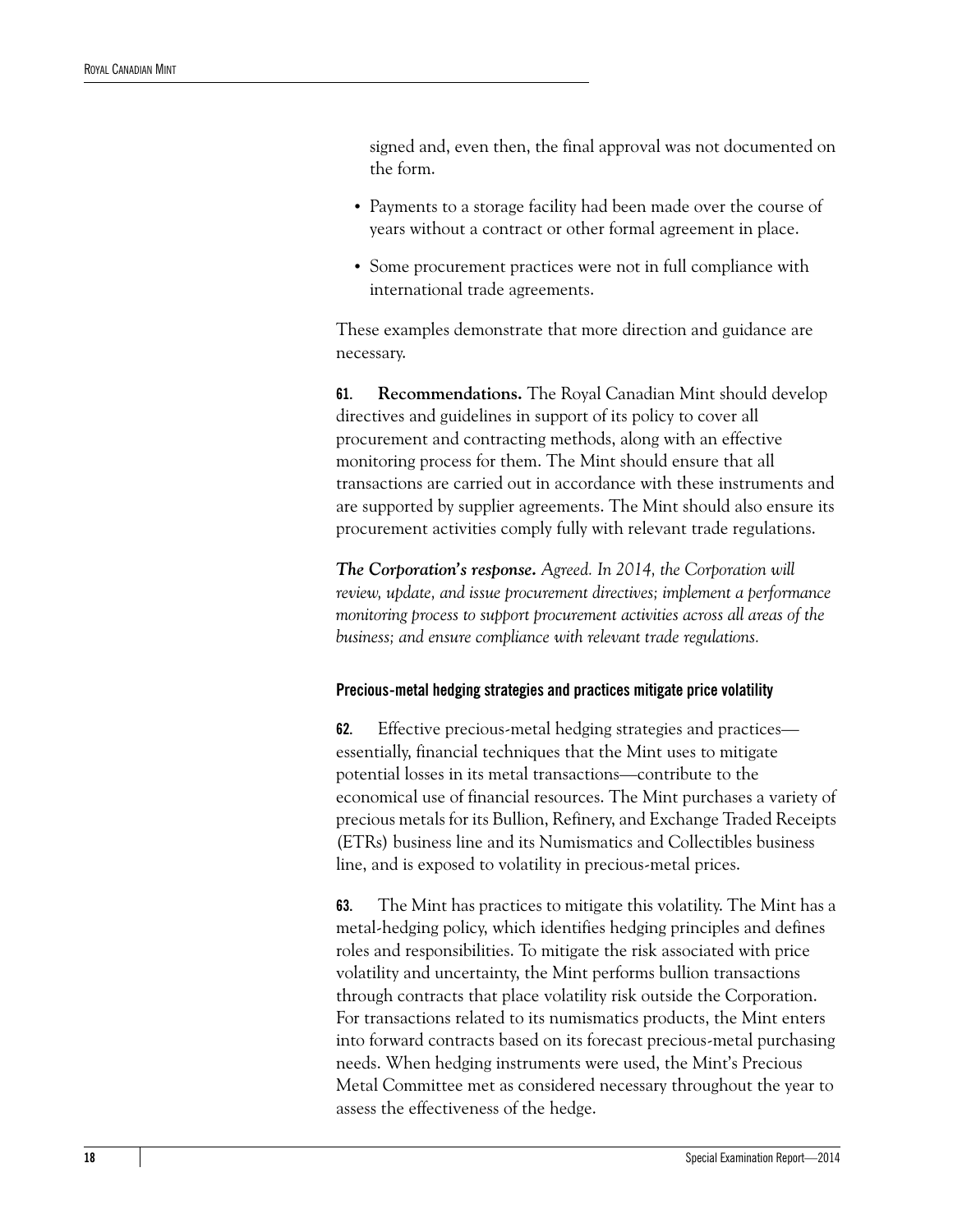signed and, even then, the final approval was not documented on the form.

- Payments to a storage facility had been made over the course of years without a contract or other formal agreement in place.
- Some procurement practices were not in full compliance with international trade agreements.

These examples demonstrate that more direction and guidance are necessary.

**61.** **Recommendations.** The Royal Canadian Mint should develop directives and guidelines in support of its policy to cover all procurement and contracting methods, along with an effective monitoring process for them. The Mint should ensure that all transactions are carried out in accordance with these instruments and are supported by supplier agreements. The Mint should also ensure its procurement activities comply fully with relevant trade regulations.

***The Corporation's response.*** *Agreed. In 2014, the Corporation will review, update, and issue procurement directives; implement a performance monitoring process to support procurement activities across all areas of the business; and ensure compliance with relevant trade regulations.*

#### Precious-metal hedging strategies and practices mitigate price volatility

**62.** Effective precious-metal hedging strategies and practices—essentially, financial techniques that the Mint uses to mitigate potential losses in its metal transactions—contribute to the economical use of financial resources. The Mint purchases a variety of precious metals for its Bullion, Refinery, and Exchange Traded Receipts (ETRs) business line and its Numismatics and Collectibles business line, and is exposed to volatility in precious-metal prices.

**63.** The Mint has practices to mitigate this volatility. The Mint has a metal-hedging policy, which identifies hedging principles and defines roles and responsibilities. To mitigate the risk associated with price volatility and uncertainty, the Mint performs bullion transactions through contracts that place volatility risk outside the Corporation. For transactions related to its numismatics products, the Mint enters into forward contracts based on its forecast precious-metal purchasing needs. When hedging instruments were used, the Mint's Precious Metal Committee met as considered necessary throughout the year to assess the effectiveness of the hedge.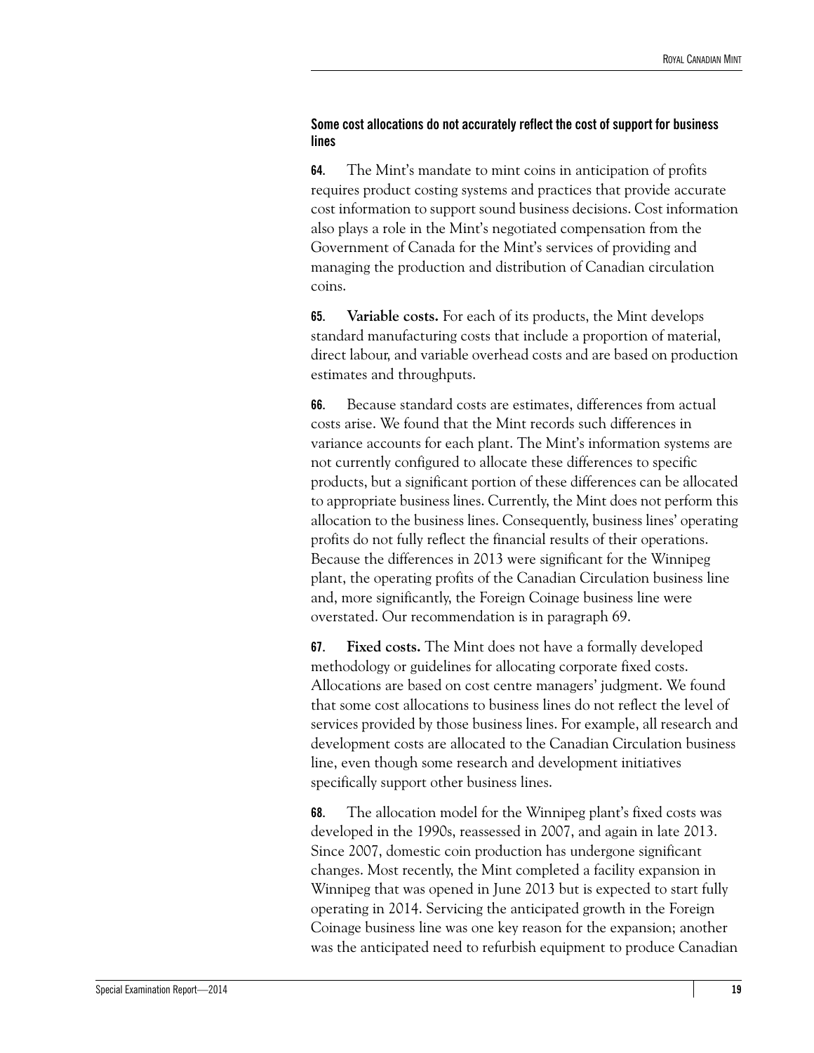### Some cost allocations do not accurately reflect the cost of support for business lines

**64.** The Mint's mandate to mint coins in anticipation of profits requires product costing systems and practices that provide accurate cost information to support sound business decisions. Cost information also plays a role in the Mint's negotiated compensation from the Government of Canada for the Mint's services of providing and managing the production and distribution of Canadian circulation coins.

**65.** **Variable costs.** For each of its products, the Mint develops standard manufacturing costs that include a proportion of material, direct labour, and variable overhead costs and are based on production estimates and throughputs.

**66.** Because standard costs are estimates, differences from actual costs arise. We found that the Mint records such differences in variance accounts for each plant. The Mint's information systems are not currently configured to allocate these differences to specific products, but a significant portion of these differences can be allocated to appropriate business lines. Currently, the Mint does not perform this allocation to the business lines. Consequently, business lines' operating profits do not fully reflect the financial results of their operations. Because the differences in 2013 were significant for the Winnipeg plant, the operating profits of the Canadian Circulation business line and, more significantly, the Foreign Coinage business line were overstated. Our recommendation is in paragraph 69.

**67.** **Fixed costs.** The Mint does not have a formally developed methodology or guidelines for allocating corporate fixed costs. Allocations are based on cost centre managers' judgment. We found that some cost allocations to business lines do not reflect the level of services provided by those business lines. For example, all research and development costs are allocated to the Canadian Circulation business line, even though some research and development initiatives specifically support other business lines.

**68.** The allocation model for the Winnipeg plant's fixed costs was developed in the 1990s, reassessed in 2007, and again in late 2013. Since 2007, domestic coin production has undergone significant changes. Most recently, the Mint completed a facility expansion in Winnipeg that was opened in June 2013 but is expected to start fully operating in 2014. Servicing the anticipated growth in the Foreign Coinage business line was one key reason for the expansion; another was the anticipated need to refurbish equipment to produce Canadian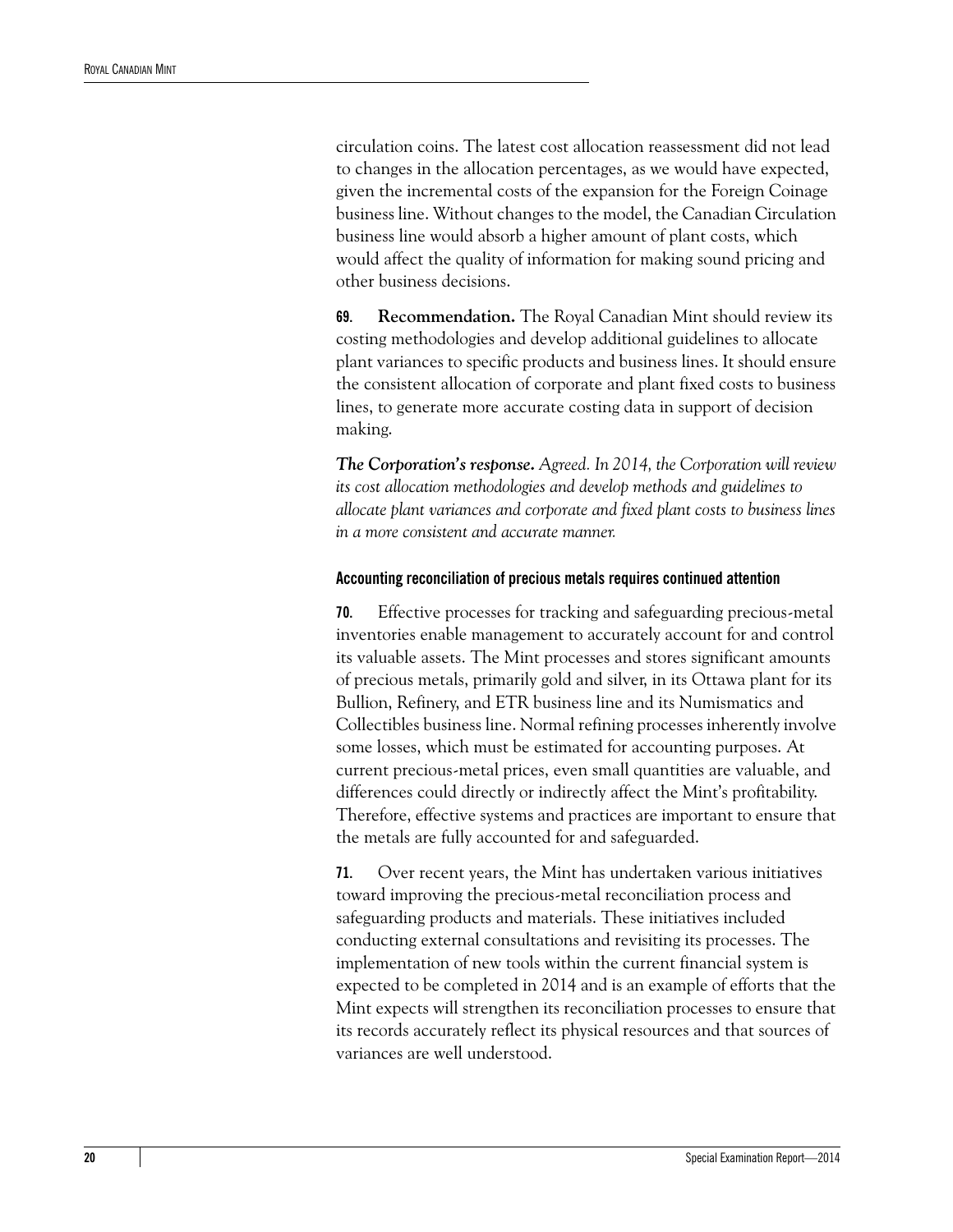circulation coins. The latest cost allocation reassessment did not lead to changes in the allocation percentages, as we would have expected, given the incremental costs of the expansion for the Foreign Coinage business line. Without changes to the model, the Canadian Circulation business line would absorb a higher amount of plant costs, which would affect the quality of information for making sound pricing and other business decisions.

**69.** **Recommendation.** The Royal Canadian Mint should review its costing methodologies and develop additional guidelines to allocate plant variances to specific products and business lines. It should ensure the consistent allocation of corporate and plant fixed costs to business lines, to generate more accurate costing data in support of decision making.

***The Corporation's response.*** *Agreed. In 2014, the Corporation will review its cost allocation methodologies and develop methods and guidelines to allocate plant variances and corporate and fixed plant costs to business lines in a more consistent and accurate manner.*

#### Accounting reconciliation of precious metals requires continued attention

**70.** Effective processes for tracking and safeguarding precious-metal inventories enable management to accurately account for and control its valuable assets. The Mint processes and stores significant amounts of precious metals, primarily gold and silver, in its Ottawa plant for its Bullion, Refinery, and ETR business line and its Numismatics and Collectibles business line. Normal refining processes inherently involve some losses, which must be estimated for accounting purposes. At current precious-metal prices, even small quantities are valuable, and differences could directly or indirectly affect the Mint's profitability. Therefore, effective systems and practices are important to ensure that the metals are fully accounted for and safeguarded.

**71.** Over recent years, the Mint has undertaken various initiatives toward improving the precious-metal reconciliation process and safeguarding products and materials. These initiatives included conducting external consultations and revisiting its processes. The implementation of new tools within the current financial system is expected to be completed in 2014 and is an example of efforts that the Mint expects will strengthen its reconciliation processes to ensure that its records accurately reflect its physical resources and that sources of variances are well understood.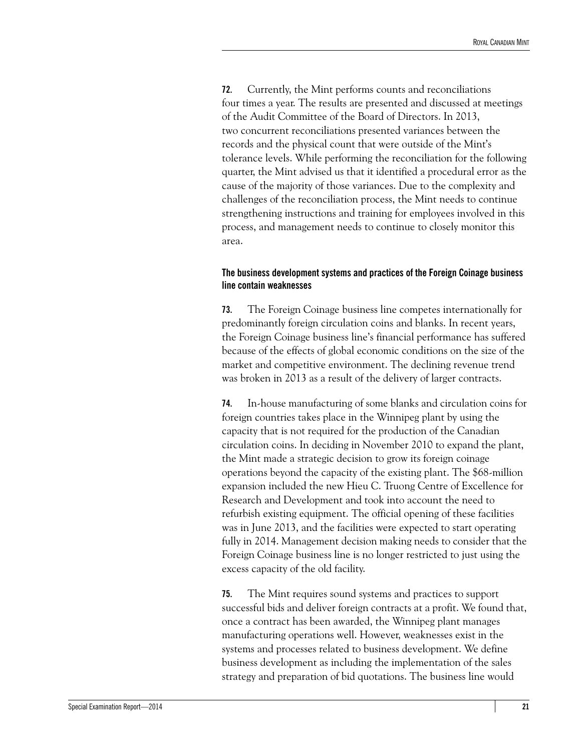**72.** Currently, the Mint performs counts and reconciliations four times a year. The results are presented and discussed at meetings of the Audit Committee of the Board of Directors. In 2013, two concurrent reconciliations presented variances between the records and the physical count that were outside of the Mint's tolerance levels. While performing the reconciliation for the following quarter, the Mint advised us that it identified a procedural error as the cause of the majority of those variances. Due to the complexity and challenges of the reconciliation process, the Mint needs to continue strengthening instructions and training for employees involved in this process, and management needs to continue to closely monitor this area.

### The business development systems and practices of the Foreign Coinage business line contain weaknesses

**73.** The Foreign Coinage business line competes internationally for predominantly foreign circulation coins and blanks. In recent years, the Foreign Coinage business line's financial performance has suffered because of the effects of global economic conditions on the size of the market and competitive environment. The declining revenue trend was broken in 2013 as a result of the delivery of larger contracts.

**74.** In-house manufacturing of some blanks and circulation coins for foreign countries takes place in the Winnipeg plant by using the capacity that is not required for the production of the Canadian circulation coins. In deciding in November 2010 to expand the plant, the Mint made a strategic decision to grow its foreign coinage operations beyond the capacity of the existing plant. The $68-million expansion included the new Hieu C. Truong Centre of Excellence for Research and Development and took into account the need to refurbish existing equipment. The official opening of these facilities was in June 2013, and the facilities were expected to start operating fully in 2014. Management decision making needs to consider that the Foreign Coinage business line is no longer restricted to just using the excess capacity of the old facility.

**75.** The Mint requires sound systems and practices to support successful bids and deliver foreign contracts at a profit. We found that, once a contract has been awarded, the Winnipeg plant manages manufacturing operations well. However, weaknesses exist in the systems and processes related to business development. We define business development as including the implementation of the sales strategy and preparation of bid quotations. The business line would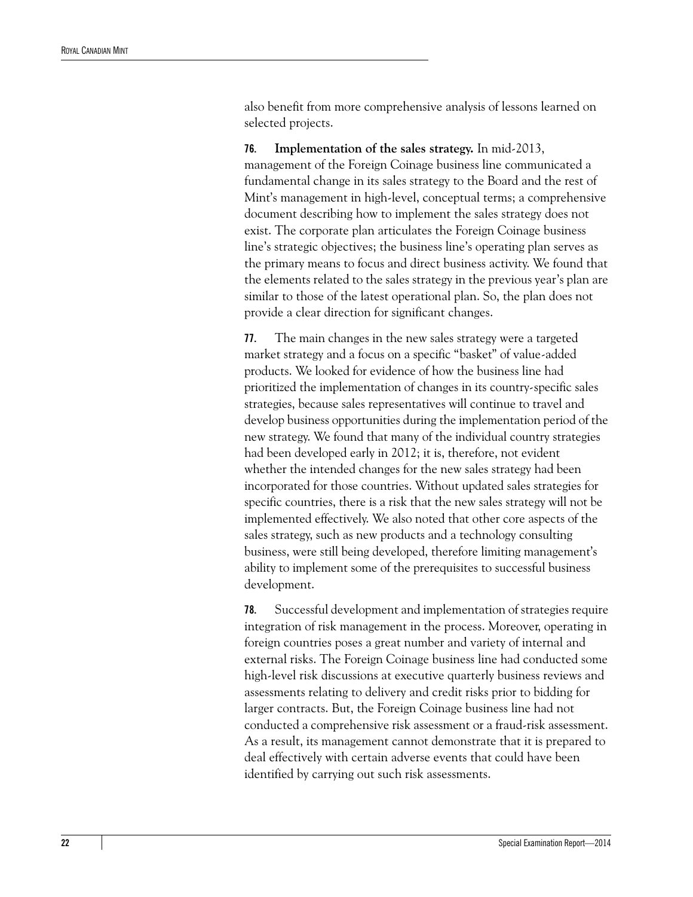also benefit from more comprehensive analysis of lessons learned on selected projects.

**76. Implementation of the sales strategy.** In mid-2013, management of the Foreign Coinage business line communicated a fundamental change in its sales strategy to the Board and the rest of Mint's management in high-level, conceptual terms; a comprehensive document describing how to implement the sales strategy does not exist. The corporate plan articulates the Foreign Coinage business line's strategic objectives; the business line's operating plan serves as the primary means to focus and direct business activity. We found that the elements related to the sales strategy in the previous year's plan are similar to those of the latest operational plan. So, the plan does not provide a clear direction for significant changes.

**77.** The main changes in the new sales strategy were a targeted market strategy and a focus on a specific "basket" of value-added products. We looked for evidence of how the business line had prioritized the implementation of changes in its country-specific sales strategies, because sales representatives will continue to travel and develop business opportunities during the implementation period of the new strategy. We found that many of the individual country strategies had been developed early in 2012; it is, therefore, not evident whether the intended changes for the new sales strategy had been incorporated for those countries. Without updated sales strategies for specific countries, there is a risk that the new sales strategy will not be implemented effectively. We also noted that other core aspects of the sales strategy, such as new products and a technology consulting business, were still being developed, therefore limiting management's ability to implement some of the prerequisites to successful business development.

**78.** Successful development and implementation of strategies require integration of risk management in the process. Moreover, operating in foreign countries poses a great number and variety of internal and external risks. The Foreign Coinage business line had conducted some high-level risk discussions at executive quarterly business reviews and assessments relating to delivery and credit risks prior to bidding for larger contracts. But, the Foreign Coinage business line had not conducted a comprehensive risk assessment or a fraud-risk assessment. As a result, its management cannot demonstrate that it is prepared to deal effectively with certain adverse events that could have been identified by carrying out such risk assessments.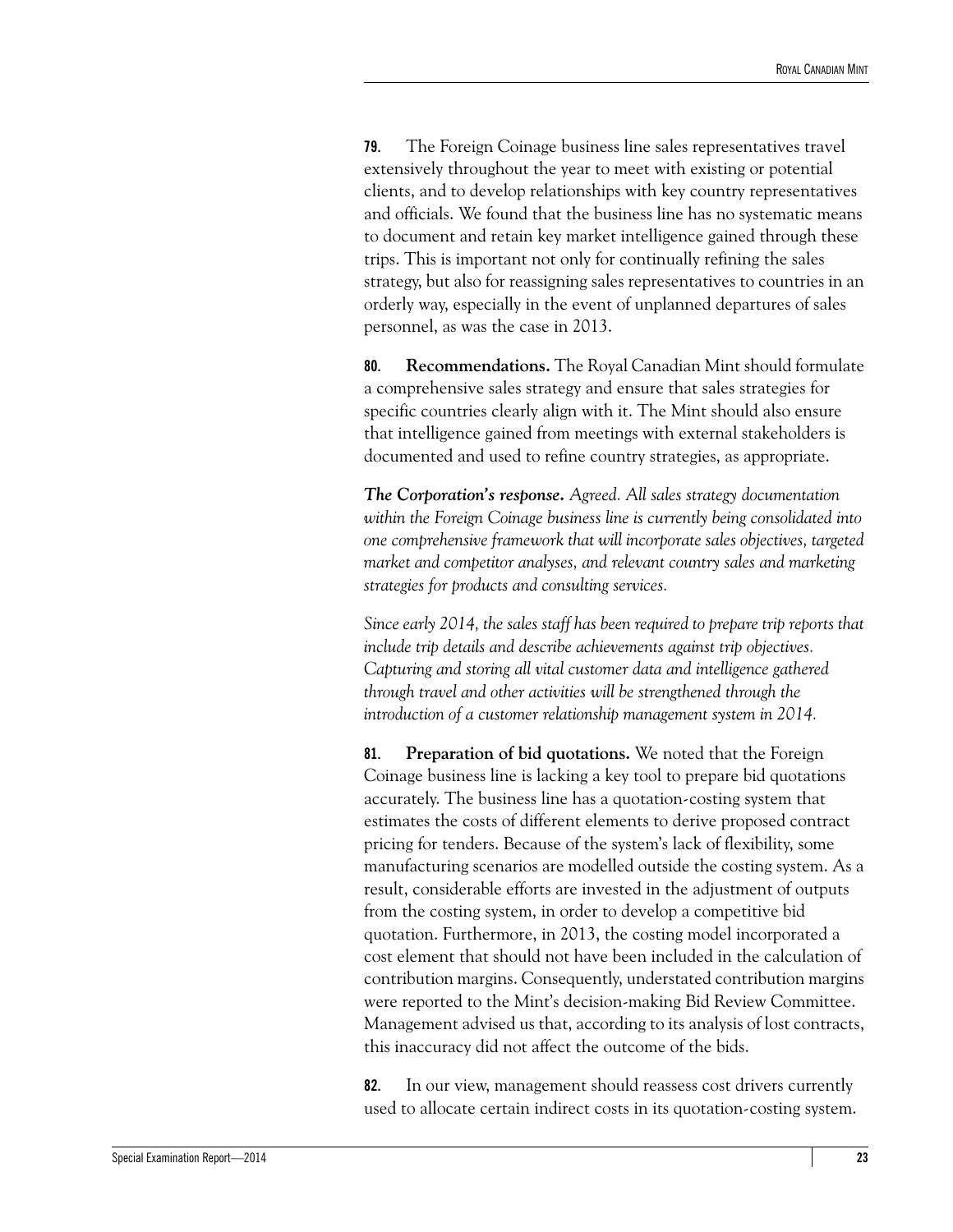**79.** The Foreign Coinage business line sales representatives travel extensively throughout the year to meet with existing or potential clients, and to develop relationships with key country representatives and officials. We found that the business line has no systematic means to document and retain key market intelligence gained through these trips. This is important not only for continually refining the sales strategy, but also for reassigning sales representatives to countries in an orderly way, especially in the event of unplanned departures of sales personnel, as was the case in 2013.

**80. Recommendations.** The Royal Canadian Mint should formulate a comprehensive sales strategy and ensure that sales strategies for specific countries clearly align with it. The Mint should also ensure that intelligence gained from meetings with external stakeholders is documented and used to refine country strategies, as appropriate.

***The Corporation's response.*** *Agreed. All sales strategy documentation within the Foreign Coinage business line is currently being consolidated into one comprehensive framework that will incorporate sales objectives, targeted market and competitor analyses, and relevant country sales and marketing strategies for products and consulting services.*

*Since early 2014, the sales staff has been required to prepare trip reports that include trip details and describe achievements against trip objectives. Capturing and storing all vital customer data and intelligence gathered through travel and other activities will be strengthened through the introduction of a customer relationship management system in 2014.*

**81. Preparation of bid quotations.** We noted that the Foreign Coinage business line is lacking a key tool to prepare bid quotations accurately. The business line has a quotation-costing system that estimates the costs of different elements to derive proposed contract pricing for tenders. Because of the system's lack of flexibility, some manufacturing scenarios are modelled outside the costing system. As a result, considerable efforts are invested in the adjustment of outputs from the costing system, in order to develop a competitive bid quotation. Furthermore, in 2013, the costing model incorporated a cost element that should not have been included in the calculation of contribution margins. Consequently, understated contribution margins were reported to the Mint's decision-making Bid Review Committee. Management advised us that, according to its analysis of lost contracts, this inaccuracy did not affect the outcome of the bids.

**82.** In our view, management should reassess cost drivers currently used to allocate certain indirect costs in its quotation-costing system.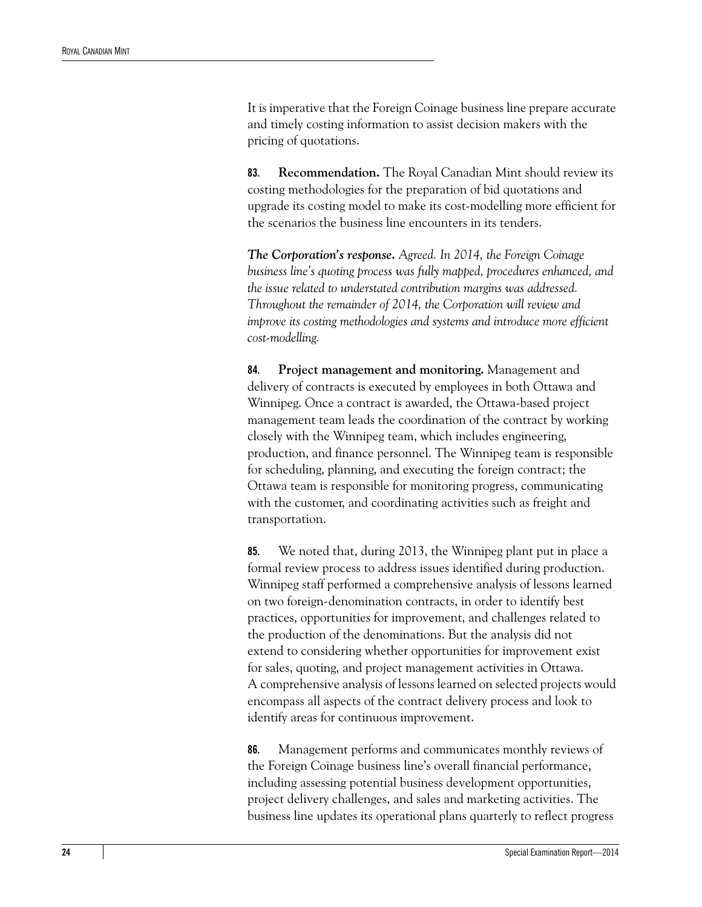It is imperative that the Foreign Coinage business line prepare accurate and timely costing information to assist decision makers with the pricing of quotations.

**83. Recommendation.** The Royal Canadian Mint should review its costing methodologies for the preparation of bid quotations and upgrade its costing model to make its cost-modelling more efficient for the scenarios the business line encounters in its tenders.

***The Corporation's response.*** *Agreed. In 2014, the Foreign Coinage business line's quoting process was fully mapped, procedures enhanced, and the issue related to understated contribution margins was addressed. Throughout the remainder of 2014, the Corporation will review and improve its costing methodologies and systems and introduce more efficient cost-modelling.*

**84. Project management and monitoring.** Management and delivery of contracts is executed by employees in both Ottawa and Winnipeg. Once a contract is awarded, the Ottawa-based project management team leads the coordination of the contract by working closely with the Winnipeg team, which includes engineering, production, and finance personnel. The Winnipeg team is responsible for scheduling, planning, and executing the foreign contract; the Ottawa team is responsible for monitoring progress, communicating with the customer, and coordinating activities such as freight and transportation.

**85.** We noted that, during 2013, the Winnipeg plant put in place a formal review process to address issues identified during production. Winnipeg staff performed a comprehensive analysis of lessons learned on two foreign-denomination contracts, in order to identify best practices, opportunities for improvement, and challenges related to the production of the denominations. But the analysis did not extend to considering whether opportunities for improvement exist for sales, quoting, and project management activities in Ottawa. A comprehensive analysis of lessons learned on selected projects would encompass all aspects of the contract delivery process and look to identify areas for continuous improvement.

**86.** Management performs and communicates monthly reviews of the Foreign Coinage business line's overall financial performance, including assessing potential business development opportunities, project delivery challenges, and sales and marketing activities. The business line updates its operational plans quarterly to reflect progress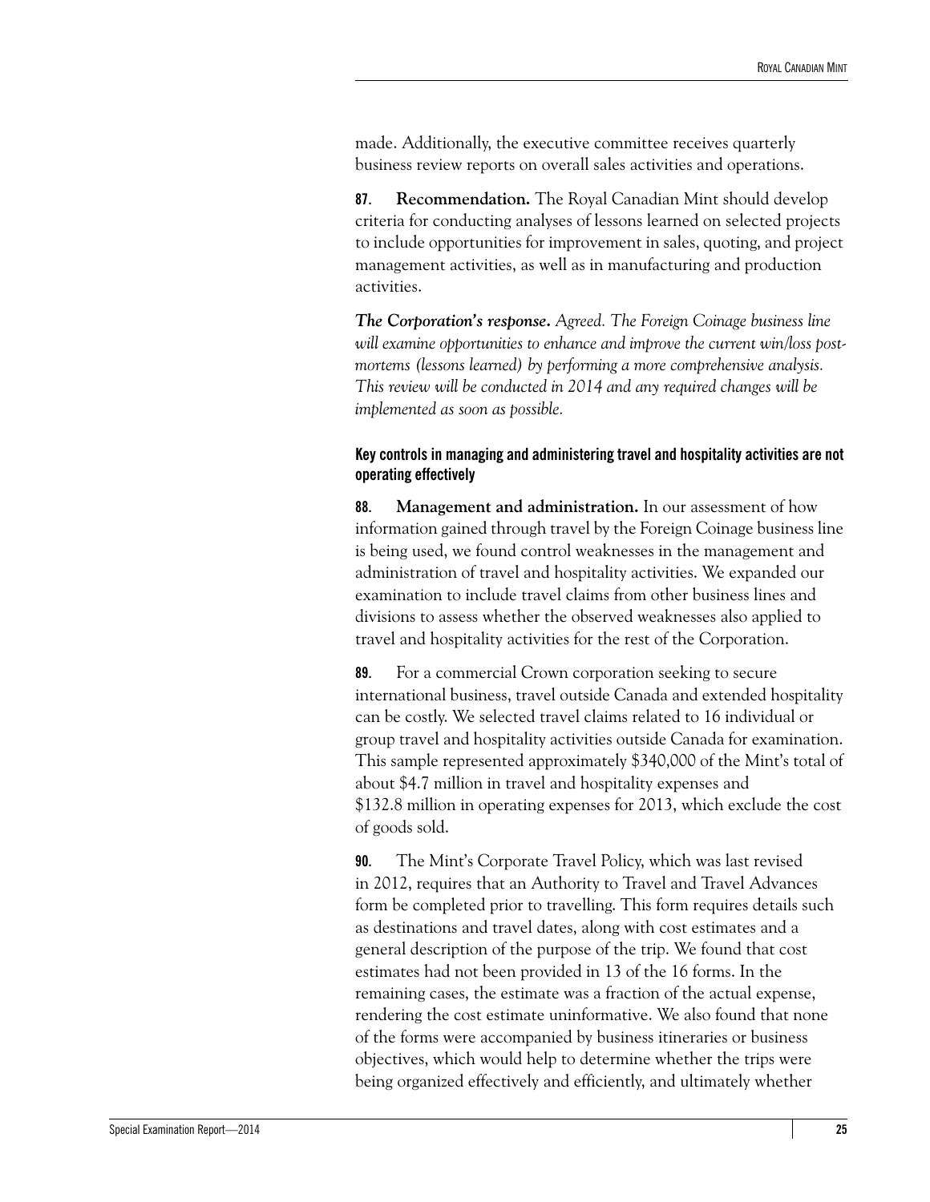made. Additionally, the executive committee receives quarterly business review reports on overall sales activities and operations.

**87.** **Recommendation.** The Royal Canadian Mint should develop criteria for conducting analyses of lessons learned on selected projects to include opportunities for improvement in sales, quoting, and project management activities, as well as in manufacturing and production activities.

***The Corporation's response.*** *Agreed. The Foreign Coinage business line will examine opportunities to enhance and improve the current win/loss post-mortems (lessons learned) by performing a more comprehensive analysis. This review will be conducted in 2014 and any required changes will be implemented as soon as possible.*

### Key controls in managing and administering travel and hospitality activities are not operating effectively

**88.** **Management and administration.** In our assessment of how information gained through travel by the Foreign Coinage business line is being used, we found control weaknesses in the management and administration of travel and hospitality activities. We expanded our examination to include travel claims from other business lines and divisions to assess whether the observed weaknesses also applied to travel and hospitality activities for the rest of the Corporation.

**89.** For a commercial Crown corporation seeking to secure international business, travel outside Canada and extended hospitality can be costly. We selected travel claims related to 16 individual or group travel and hospitality activities outside Canada for examination. This sample represented approximately $340,000 of the Mint's total of about $4.7 million in travel and hospitality expenses and $132.8 million in operating expenses for 2013, which exclude the cost of goods sold.

**90.** The Mint's Corporate Travel Policy, which was last revised in 2012, requires that an Authority to Travel and Travel Advances form be completed prior to travelling. This form requires details such as destinations and travel dates, along with cost estimates and a general description of the purpose of the trip. We found that cost estimates had not been provided in 13 of the 16 forms. In the remaining cases, the estimate was a fraction of the actual expense, rendering the cost estimate uninformative. We also found that none of the forms were accompanied by business itineraries or business objectives, which would help to determine whether the trips were being organized effectively and efficiently, and ultimately whether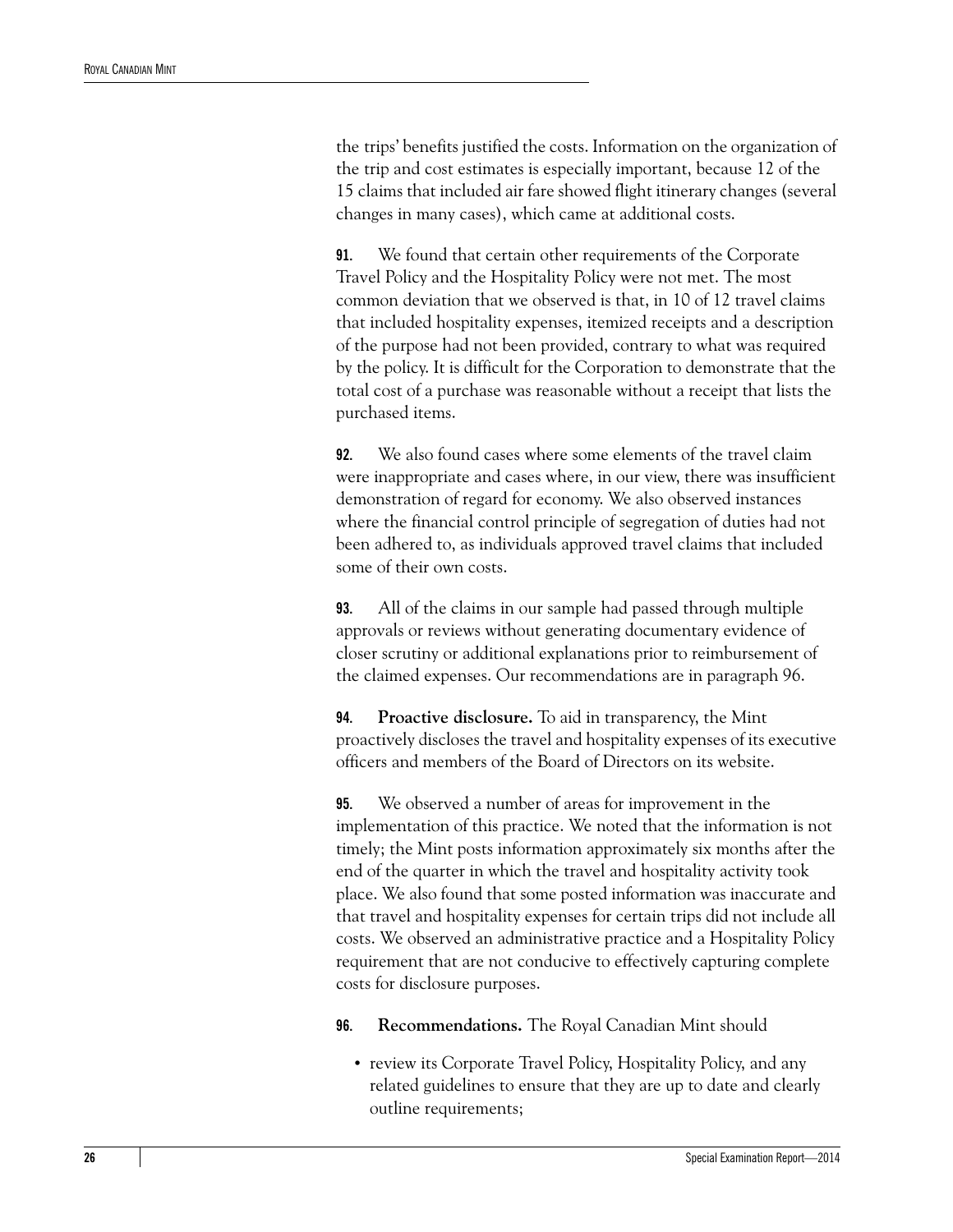the trips' benefits justified the costs. Information on the organization of the trip and cost estimates is especially important, because 12 of the 15 claims that included air fare showed flight itinerary changes (several changes in many cases), which came at additional costs.

**91.** We found that certain other requirements of the Corporate Travel Policy and the Hospitality Policy were not met. The most common deviation that we observed is that, in 10 of 12 travel claims that included hospitality expenses, itemized receipts and a description of the purpose had not been provided, contrary to what was required by the policy. It is difficult for the Corporation to demonstrate that the total cost of a purchase was reasonable without a receipt that lists the purchased items.

**92.** We also found cases where some elements of the travel claim were inappropriate and cases where, in our view, there was insufficient demonstration of regard for economy. We also observed instances where the financial control principle of segregation of duties had not been adhered to, as individuals approved travel claims that included some of their own costs.

**93.** All of the claims in our sample had passed through multiple approvals or reviews without generating documentary evidence of closer scrutiny or additional explanations prior to reimbursement of the claimed expenses. Our recommendations are in paragraph 96.

**94.** **Proactive disclosure.** To aid in transparency, the Mint proactively discloses the travel and hospitality expenses of its executive officers and members of the Board of Directors on its website.

**95.** We observed a number of areas for improvement in the implementation of this practice. We noted that the information is not timely; the Mint posts information approximately six months after the end of the quarter in which the travel and hospitality activity took place. We also found that some posted information was inaccurate and that travel and hospitality expenses for certain trips did not include all costs. We observed an administrative practice and a Hospitality Policy requirement that are not conducive to effectively capturing complete costs for disclosure purposes.

**96.** **Recommendations.** The Royal Canadian Mint should

- review its Corporate Travel Policy, Hospitality Policy, and any related guidelines to ensure that they are up to date and clearly outline requirements;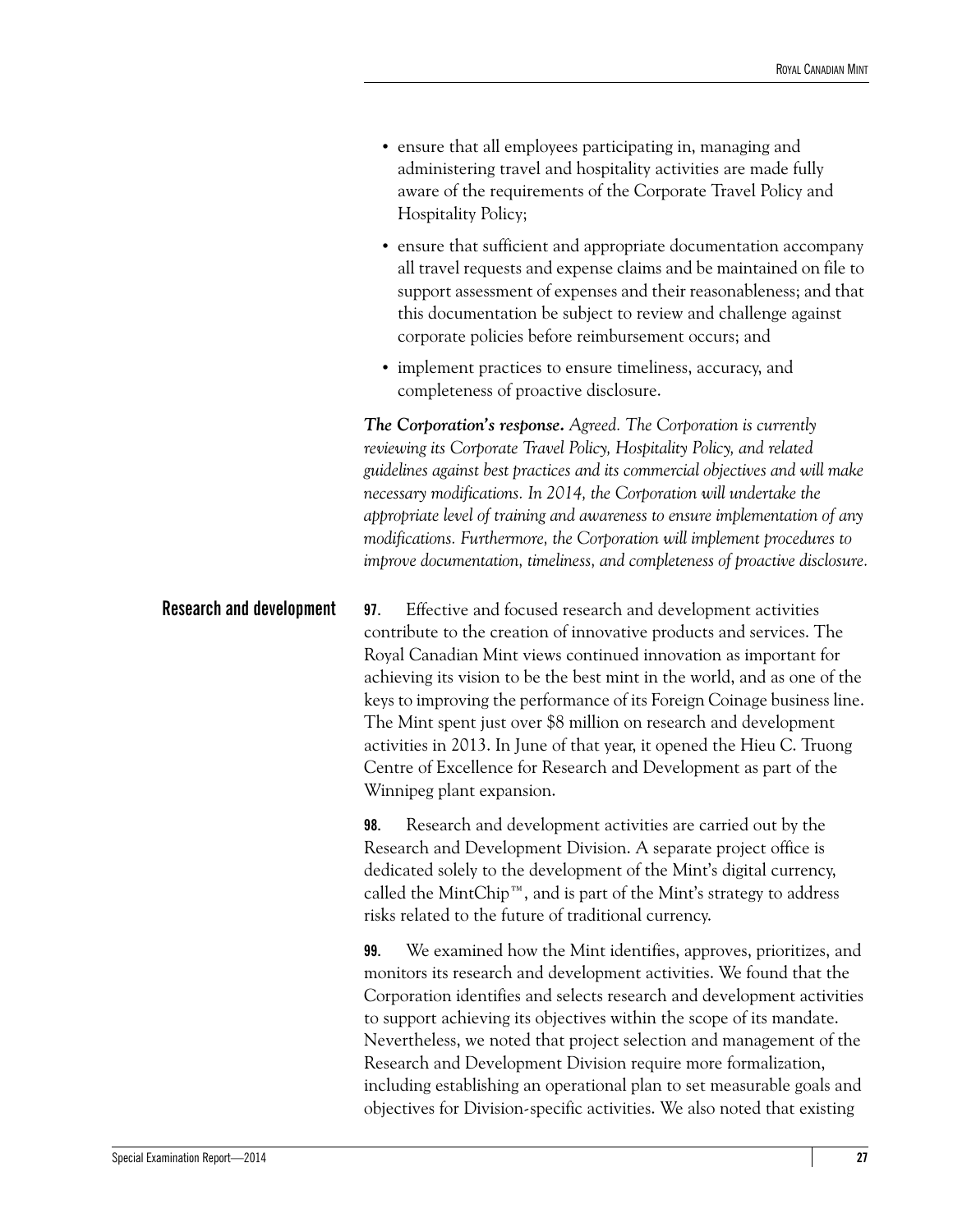- ensure that all employees participating in, managing and administering travel and hospitality activities are made fully aware of the requirements of the Corporate Travel Policy and Hospitality Policy;
- ensure that sufficient and appropriate documentation accompany all travel requests and expense claims and be maintained on file to support assessment of expenses and their reasonableness; and that this documentation be subject to review and challenge against corporate policies before reimbursement occurs; and
- implement practices to ensure timeliness, accuracy, and completeness of proactive disclosure.

***The Corporation's response.*** *Agreed. The Corporation is currently reviewing its Corporate Travel Policy, Hospitality Policy, and related guidelines against best practices and its commercial objectives and will make necessary modifications. In 2014, the Corporation will undertake the appropriate level of training and awareness to ensure implementation of any modifications. Furthermore, the Corporation will implement procedures to improve documentation, timeliness, and completeness of proactive disclosure.*

## Research and development

**97.** Effective and focused research and development activities contribute to the creation of innovative products and services. The Royal Canadian Mint views continued innovation as important for achieving its vision to be the best mint in the world, and as one of the keys to improving the performance of its Foreign Coinage business line. The Mint spent just over $8 million on research and development activities in 2013. In June of that year, it opened the Hieu C. Truong Centre of Excellence for Research and Development as part of the Winnipeg plant expansion.

**98.** Research and development activities are carried out by the Research and Development Division. A separate project office is dedicated solely to the development of the Mint's digital currency, called the MintChip™, and is part of the Mint's strategy to address risks related to the future of traditional currency.

**99.** We examined how the Mint identifies, approves, prioritizes, and monitors its research and development activities. We found that the Corporation identifies and selects research and development activities to support achieving its objectives within the scope of its mandate. Nevertheless, we noted that project selection and management of the Research and Development Division require more formalization, including establishing an operational plan to set measurable goals and objectives for Division-specific activities. We also noted that existing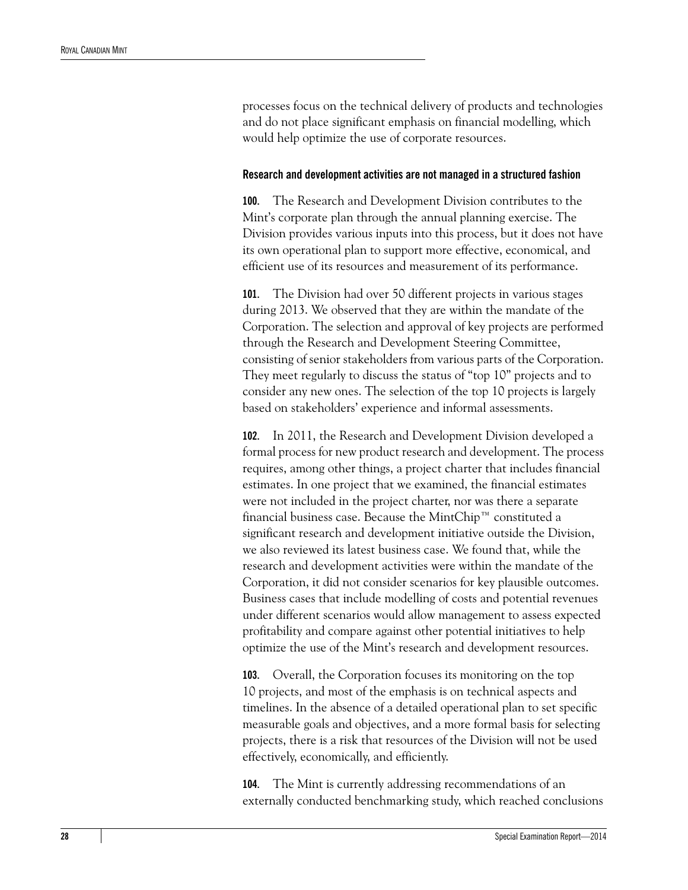processes focus on the technical delivery of products and technologies and do not place significant emphasis on financial modelling, which would help optimize the use of corporate resources.

#### Research and development activities are not managed in a structured fashion

**100.** The Research and Development Division contributes to the Mint's corporate plan through the annual planning exercise. The Division provides various inputs into this process, but it does not have its own operational plan to support more effective, economical, and efficient use of its resources and measurement of its performance.

**101.** The Division had over 50 different projects in various stages during 2013. We observed that they are within the mandate of the Corporation. The selection and approval of key projects are performed through the Research and Development Steering Committee, consisting of senior stakeholders from various parts of the Corporation. They meet regularly to discuss the status of "top 10" projects and to consider any new ones. The selection of the top 10 projects is largely based on stakeholders' experience and informal assessments.

**102.** In 2011, the Research and Development Division developed a formal process for new product research and development. The process requires, among other things, a project charter that includes financial estimates. In one project that we examined, the financial estimates were not included in the project charter, nor was there a separate financial business case. Because the MintChip™ constituted a significant research and development initiative outside the Division, we also reviewed its latest business case. We found that, while the research and development activities were within the mandate of the Corporation, it did not consider scenarios for key plausible outcomes. Business cases that include modelling of costs and potential revenues under different scenarios would allow management to assess expected profitability and compare against other potential initiatives to help optimize the use of the Mint's research and development resources.

**103.** Overall, the Corporation focuses its monitoring on the top 10 projects, and most of the emphasis is on technical aspects and timelines. In the absence of a detailed operational plan to set specific measurable goals and objectives, and a more formal basis for selecting projects, there is a risk that resources of the Division will not be used effectively, economically, and efficiently.

**104.** The Mint is currently addressing recommendations of an externally conducted benchmarking study, which reached conclusions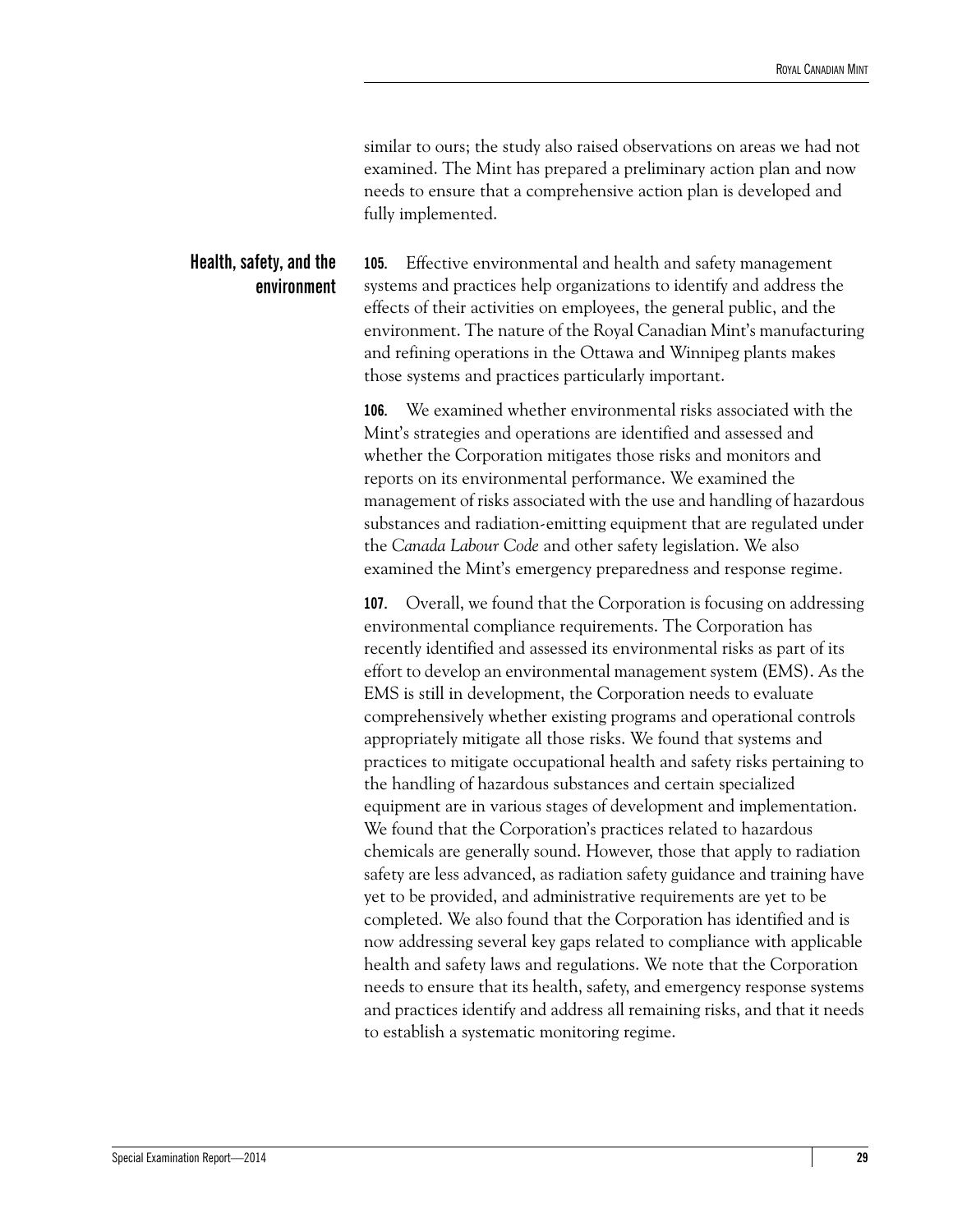similar to ours; the study also raised observations on areas we had not examined. The Mint has prepared a preliminary action plan and now needs to ensure that a comprehensive action plan is developed and fully implemented.

## Health, safety, and the environment

**105.** Effective environmental and health and safety management systems and practices help organizations to identify and address the effects of their activities on employees, the general public, and the environment. The nature of the Royal Canadian Mint's manufacturing and refining operations in the Ottawa and Winnipeg plants makes those systems and practices particularly important.

**106.** We examined whether environmental risks associated with the Mint's strategies and operations are identified and assessed and whether the Corporation mitigates those risks and monitors and reports on its environmental performance. We examined the management of risks associated with the use and handling of hazardous substances and radiation-emitting equipment that are regulated under the *Canada Labour Code* and other safety legislation. We also examined the Mint's emergency preparedness and response regime.

**107.** Overall, we found that the Corporation is focusing on addressing environmental compliance requirements. The Corporation has recently identified and assessed its environmental risks as part of its effort to develop an environmental management system (EMS). As the EMS is still in development, the Corporation needs to evaluate comprehensively whether existing programs and operational controls appropriately mitigate all those risks. We found that systems and practices to mitigate occupational health and safety risks pertaining to the handling of hazardous substances and certain specialized equipment are in various stages of development and implementation. We found that the Corporation's practices related to hazardous chemicals are generally sound. However, those that apply to radiation safety are less advanced, as radiation safety guidance and training have yet to be provided, and administrative requirements are yet to be completed. We also found that the Corporation has identified and is now addressing several key gaps related to compliance with applicable health and safety laws and regulations. We note that the Corporation needs to ensure that its health, safety, and emergency response systems and practices identify and address all remaining risks, and that it needs to establish a systematic monitoring regime.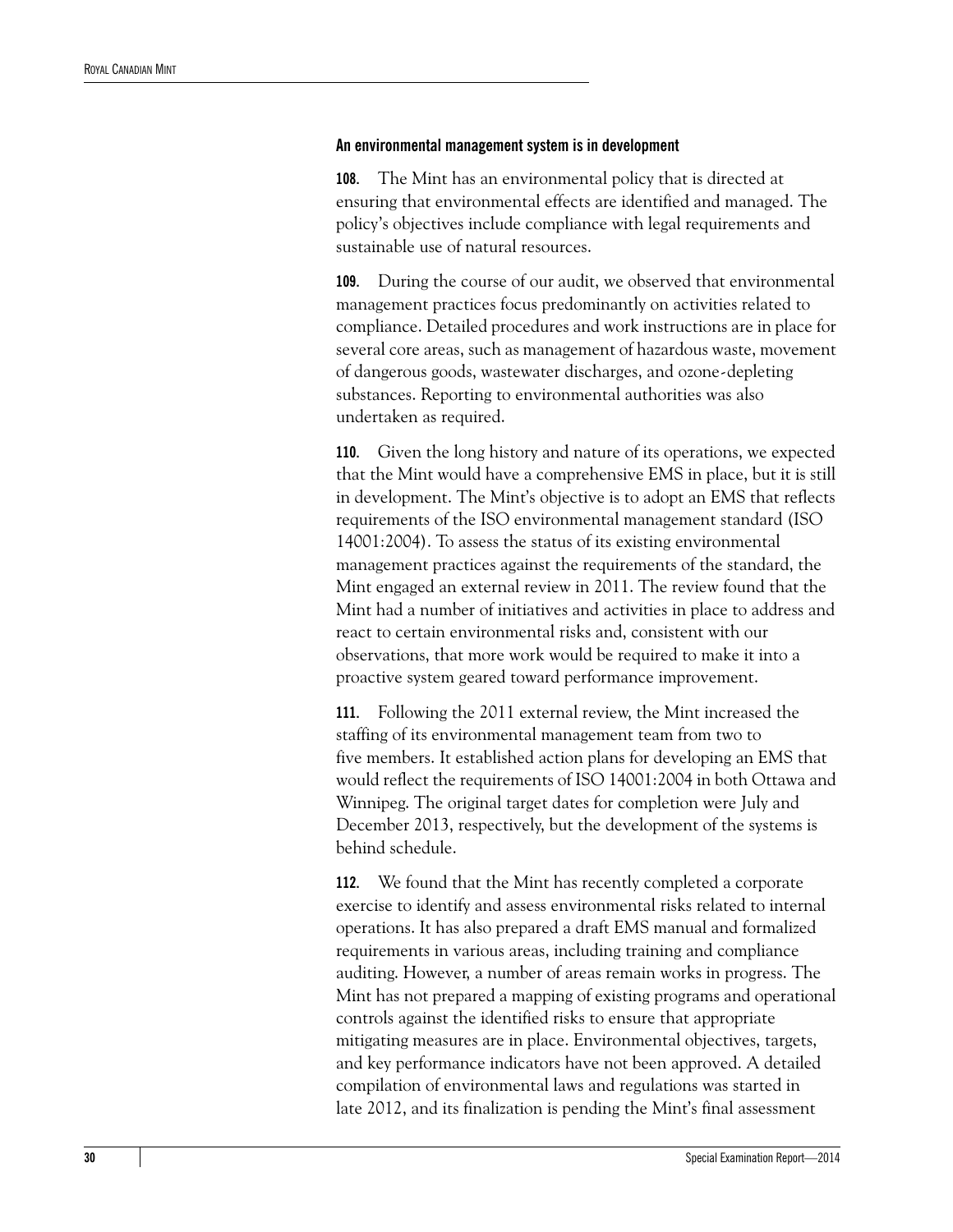#### An environmental management system is in development

**108.** The Mint has an environmental policy that is directed at ensuring that environmental effects are identified and managed. The policy's objectives include compliance with legal requirements and sustainable use of natural resources.

**109.** During the course of our audit, we observed that environmental management practices focus predominantly on activities related to compliance. Detailed procedures and work instructions are in place for several core areas, such as management of hazardous waste, movement of dangerous goods, wastewater discharges, and ozone-depleting substances. Reporting to environmental authorities was also undertaken as required.

**110.** Given the long history and nature of its operations, we expected that the Mint would have a comprehensive EMS in place, but it is still in development. The Mint's objective is to adopt an EMS that reflects requirements of the ISO environmental management standard (ISO 14001:2004). To assess the status of its existing environmental management practices against the requirements of the standard, the Mint engaged an external review in 2011. The review found that the Mint had a number of initiatives and activities in place to address and react to certain environmental risks and, consistent with our observations, that more work would be required to make it into a proactive system geared toward performance improvement.

**111.** Following the 2011 external review, the Mint increased the staffing of its environmental management team from two to five members. It established action plans for developing an EMS that would reflect the requirements of ISO 14001:2004 in both Ottawa and Winnipeg. The original target dates for completion were July and December 2013, respectively, but the development of the systems is behind schedule.

**112.** We found that the Mint has recently completed a corporate exercise to identify and assess environmental risks related to internal operations. It has also prepared a draft EMS manual and formalized requirements in various areas, including training and compliance auditing. However, a number of areas remain works in progress. The Mint has not prepared a mapping of existing programs and operational controls against the identified risks to ensure that appropriate mitigating measures are in place. Environmental objectives, targets, and key performance indicators have not been approved. A detailed compilation of environmental laws and regulations was started in late 2012, and its finalization is pending the Mint's final assessment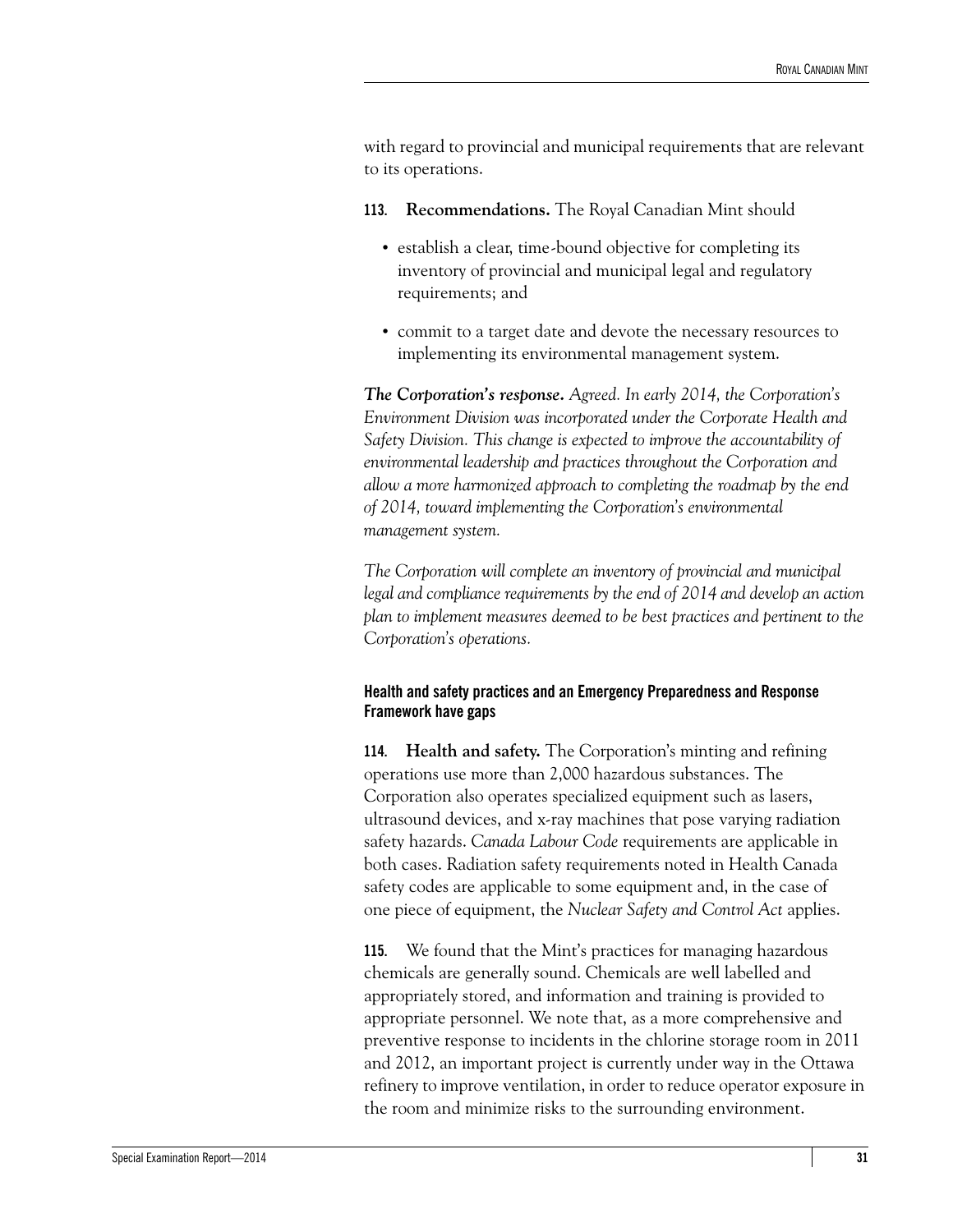with regard to provincial and municipal requirements that are relevant to its operations.

**113. Recommendations.** The Royal Canadian Mint should

- establish a clear, time-bound objective for completing its inventory of provincial and municipal legal and regulatory requirements; and
- commit to a target date and devote the necessary resources to implementing its environmental management system.

***The Corporation's response.*** *Agreed. In early 2014, the Corporation's Environment Division was incorporated under the Corporate Health and Safety Division. This change is expected to improve the accountability of environmental leadership and practices throughout the Corporation and allow a more harmonized approach to completing the roadmap by the end of 2014, toward implementing the Corporation's environmental management system.*

*The Corporation will complete an inventory of provincial and municipal legal and compliance requirements by the end of 2014 and develop an action plan to implement measures deemed to be best practices and pertinent to the Corporation's operations.*

### Health and safety practices and an Emergency Preparedness and Response Framework have gaps

**114. Health and safety.** The Corporation's minting and refining operations use more than 2,000 hazardous substances. The Corporation also operates specialized equipment such as lasers, ultrasound devices, and x-ray machines that pose varying radiation safety hazards. *Canada Labour Code* requirements are applicable in both cases. Radiation safety requirements noted in Health Canada safety codes are applicable to some equipment and, in the case of one piece of equipment, the *Nuclear Safety and Control Act* applies.

**115.** We found that the Mint's practices for managing hazardous chemicals are generally sound. Chemicals are well labelled and appropriately stored, and information and training is provided to appropriate personnel. We note that, as a more comprehensive and preventive response to incidents in the chlorine storage room in 2011 and 2012, an important project is currently under way in the Ottawa refinery to improve ventilation, in order to reduce operator exposure in the room and minimize risks to the surrounding environment.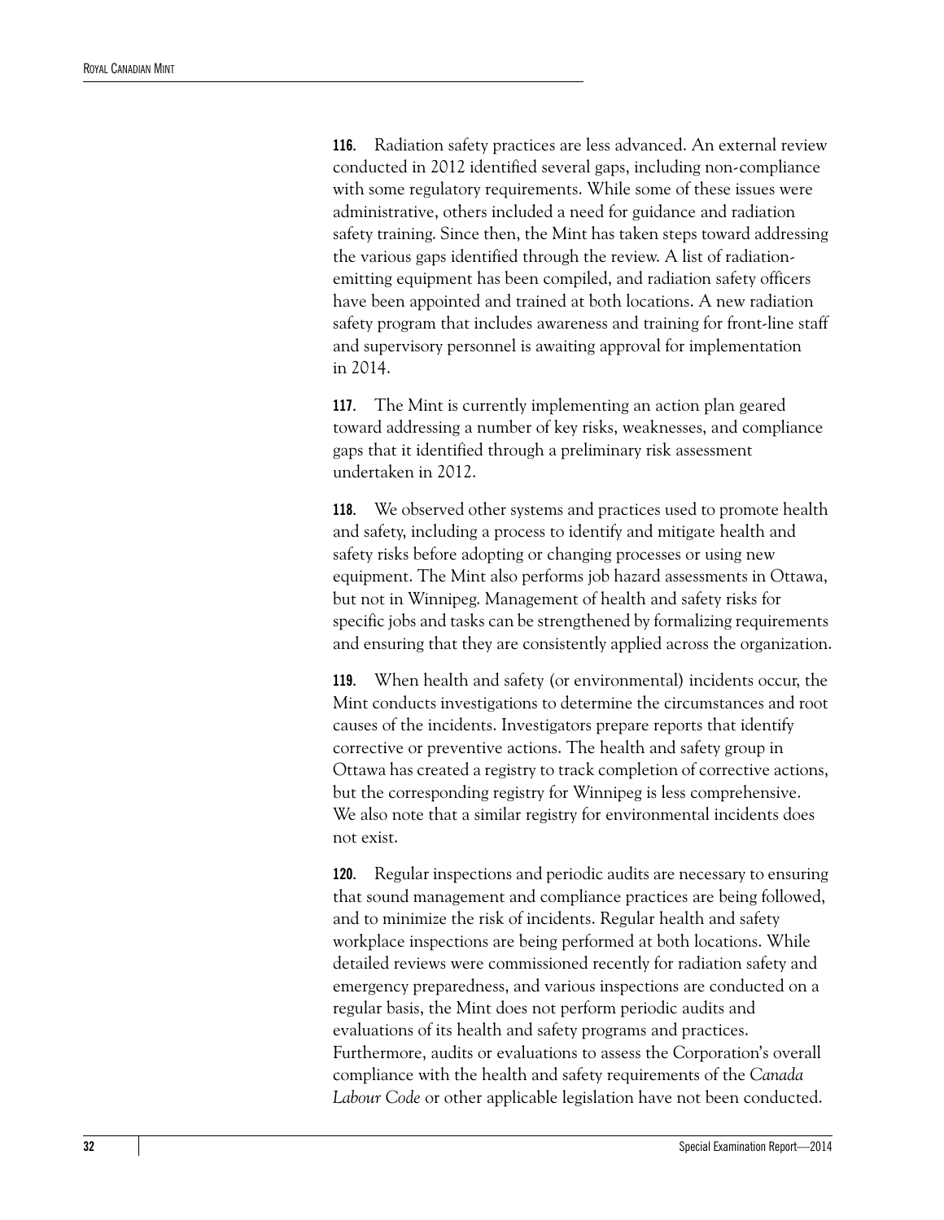**116.** Radiation safety practices are less advanced. An external review conducted in 2012 identified several gaps, including non-compliance with some regulatory requirements. While some of these issues were administrative, others included a need for guidance and radiation safety training. Since then, the Mint has taken steps toward addressing the various gaps identified through the review. A list of radiation-emitting equipment has been compiled, and radiation safety officers have been appointed and trained at both locations. A new radiation safety program that includes awareness and training for front-line staff and supervisory personnel is awaiting approval for implementation in 2014.

**117.** The Mint is currently implementing an action plan geared toward addressing a number of key risks, weaknesses, and compliance gaps that it identified through a preliminary risk assessment undertaken in 2012.

**118.** We observed other systems and practices used to promote health and safety, including a process to identify and mitigate health and safety risks before adopting or changing processes or using new equipment. The Mint also performs job hazard assessments in Ottawa, but not in Winnipeg. Management of health and safety risks for specific jobs and tasks can be strengthened by formalizing requirements and ensuring that they are consistently applied across the organization.

**119.** When health and safety (or environmental) incidents occur, the Mint conducts investigations to determine the circumstances and root causes of the incidents. Investigators prepare reports that identify corrective or preventive actions. The health and safety group in Ottawa has created a registry to track completion of corrective actions, but the corresponding registry for Winnipeg is less comprehensive. We also note that a similar registry for environmental incidents does not exist.

**120.** Regular inspections and periodic audits are necessary to ensuring that sound management and compliance practices are being followed, and to minimize the risk of incidents. Regular health and safety workplace inspections are being performed at both locations. While detailed reviews were commissioned recently for radiation safety and emergency preparedness, and various inspections are conducted on a regular basis, the Mint does not perform periodic audits and evaluations of its health and safety programs and practices. Furthermore, audits or evaluations to assess the Corporation's overall compliance with the health and safety requirements of the *Canada Labour Code* or other applicable legislation have not been conducted.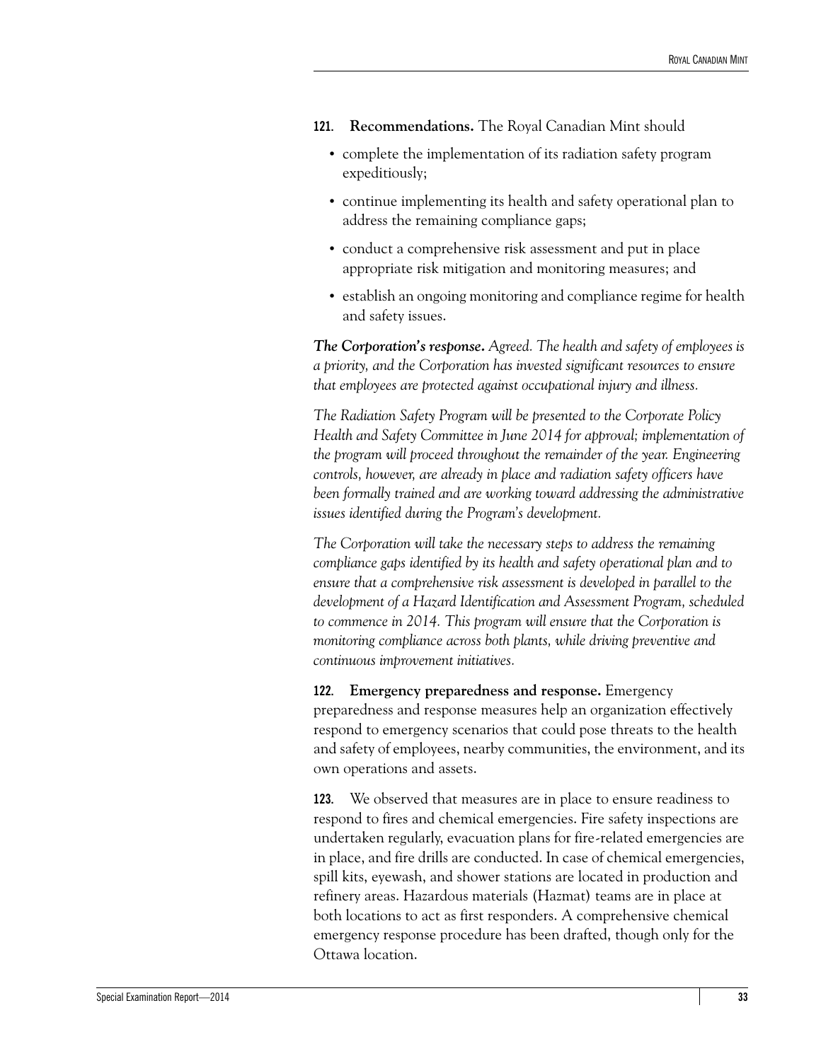**121. Recommendations.** The Royal Canadian Mint should

- complete the implementation of its radiation safety program expeditiously;
- continue implementing its health and safety operational plan to address the remaining compliance gaps;
- conduct a comprehensive risk assessment and put in place appropriate risk mitigation and monitoring measures; and
- establish an ongoing monitoring and compliance regime for health and safety issues.

***The Corporation's response.*** *Agreed. The health and safety of employees is a priority, and the Corporation has invested significant resources to ensure that employees are protected against occupational injury and illness.*

*The Radiation Safety Program will be presented to the Corporate Policy Health and Safety Committee in June 2014 for approval; implementation of the program will proceed throughout the remainder of the year. Engineering controls, however, are already in place and radiation safety officers have been formally trained and are working toward addressing the administrative issues identified during the Program's development.*

*The Corporation will take the necessary steps to address the remaining compliance gaps identified by its health and safety operational plan and to ensure that a comprehensive risk assessment is developed in parallel to the development of a Hazard Identification and Assessment Program, scheduled to commence in 2014. This program will ensure that the Corporation is monitoring compliance across both plants, while driving preventive and continuous improvement initiatives.*

**122. Emergency preparedness and response.** Emergency preparedness and response measures help an organization effectively respond to emergency scenarios that could pose threats to the health and safety of employees, nearby communities, the environment, and its own operations and assets.

**123.** We observed that measures are in place to ensure readiness to respond to fires and chemical emergencies. Fire safety inspections are undertaken regularly, evacuation plans for fire-related emergencies are in place, and fire drills are conducted. In case of chemical emergencies, spill kits, eyewash, and shower stations are located in production and refinery areas. Hazardous materials (Hazmat) teams are in place at both locations to act as first responders. A comprehensive chemical emergency response procedure has been drafted, though only for the Ottawa location.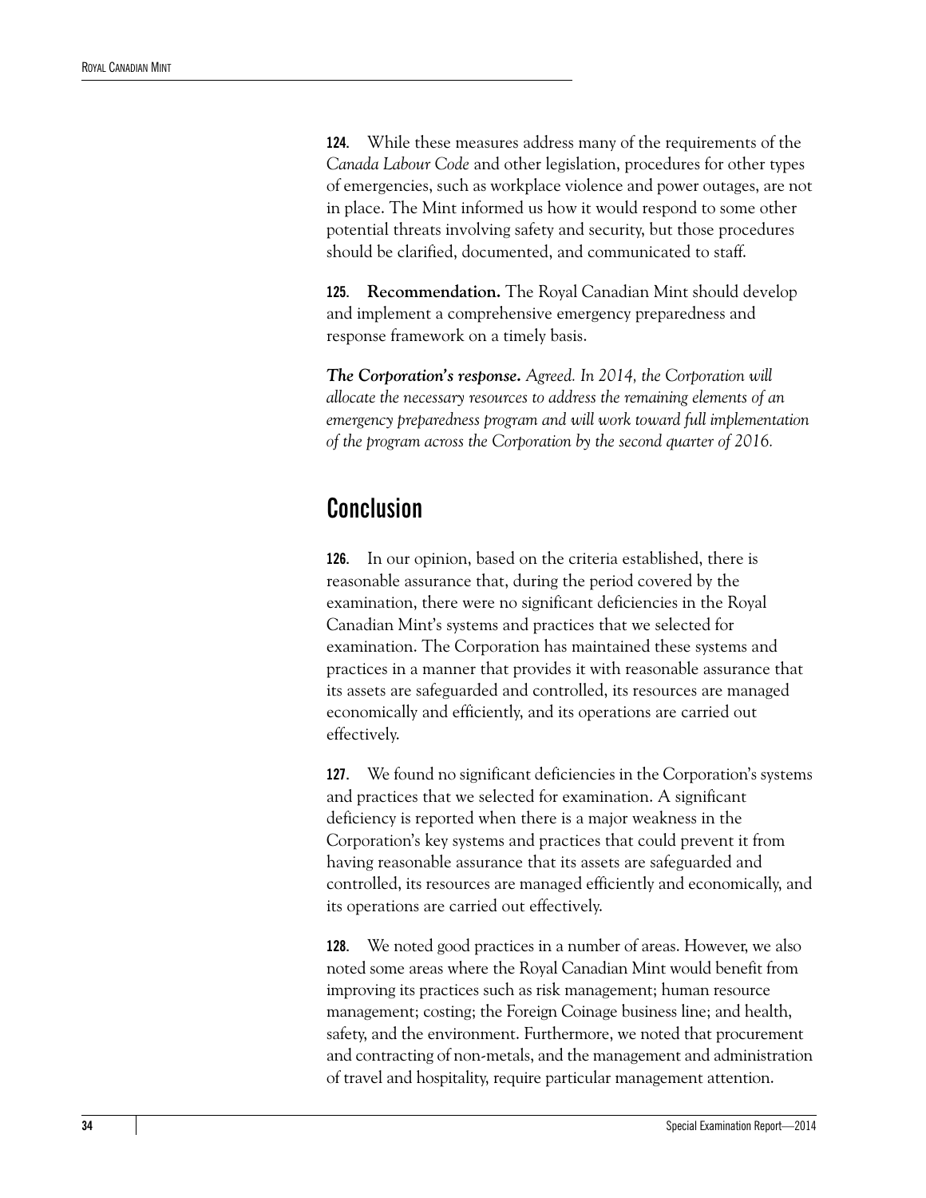**124.** While these measures address many of the requirements of the *Canada Labour Code* and other legislation, procedures for other types of emergencies, such as workplace violence and power outages, are not in place. The Mint informed us how it would respond to some other potential threats involving safety and security, but those procedures should be clarified, documented, and communicated to staff.

**125. Recommendation.** The Royal Canadian Mint should develop and implement a comprehensive emergency preparedness and response framework on a timely basis.

***The Corporation's response.*** *Agreed. In 2014, the Corporation will allocate the necessary resources to address the remaining elements of an emergency preparedness program and will work toward full implementation of the program across the Corporation by the second quarter of 2016.*

## Conclusion

**126.** In our opinion, based on the criteria established, there is reasonable assurance that, during the period covered by the examination, there were no significant deficiencies in the Royal Canadian Mint's systems and practices that we selected for examination. The Corporation has maintained these systems and practices in a manner that provides it with reasonable assurance that its assets are safeguarded and controlled, its resources are managed economically and efficiently, and its operations are carried out effectively.

**127.** We found no significant deficiencies in the Corporation's systems and practices that we selected for examination. A significant deficiency is reported when there is a major weakness in the Corporation's key systems and practices that could prevent it from having reasonable assurance that its assets are safeguarded and controlled, its resources are managed efficiently and economically, and its operations are carried out effectively.

**128.** We noted good practices in a number of areas. However, we also noted some areas where the Royal Canadian Mint would benefit from improving its practices such as risk management; human resource management; costing; the Foreign Coinage business line; and health, safety, and the environment. Furthermore, we noted that procurement and contracting of non-metals, and the management and administration of travel and hospitality, require particular management attention.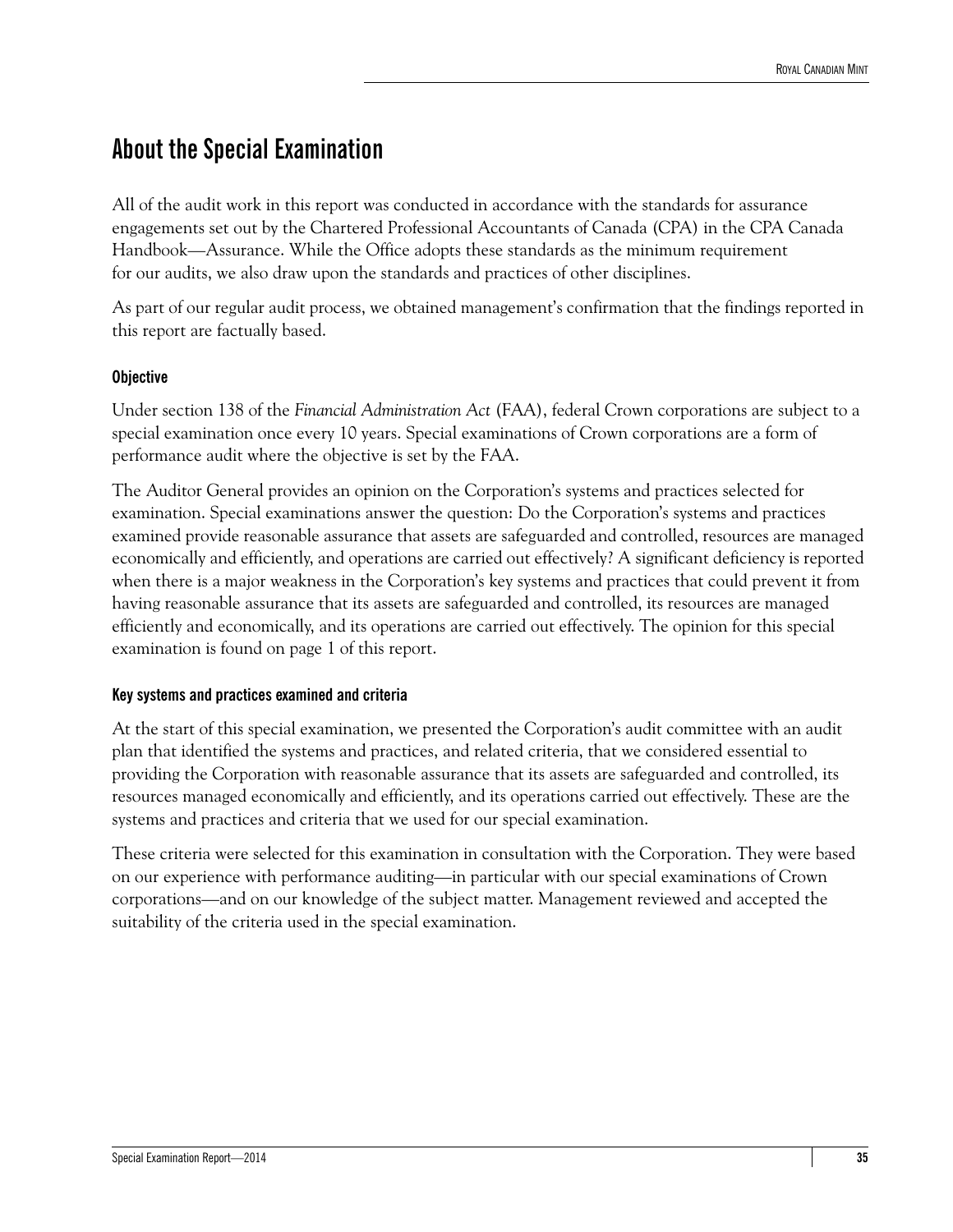## About the Special Examination

All of the audit work in this report was conducted in accordance with the standards for assurance engagements set out by the Chartered Professional Accountants of Canada (CPA) in the CPA Canada Handbook—Assurance. While the Office adopts these standards as the minimum requirement for our audits, we also draw upon the standards and practices of other disciplines.

As part of our regular audit process, we obtained management's confirmation that the findings reported in this report are factually based.

### Objective

Under section 138 of the *Financial Administration Act* (FAA), federal Crown corporations are subject to a special examination once every 10 years. Special examinations of Crown corporations are a form of performance audit where the objective is set by the FAA.

The Auditor General provides an opinion on the Corporation's systems and practices selected for examination. Special examinations answer the question: Do the Corporation's systems and practices examined provide reasonable assurance that assets are safeguarded and controlled, resources are managed economically and efficiently, and operations are carried out effectively? A significant deficiency is reported when there is a major weakness in the Corporation's key systems and practices that could prevent it from having reasonable assurance that its assets are safeguarded and controlled, its resources are managed efficiently and economically, and its operations are carried out effectively. The opinion for this special examination is found on page 1 of this report.

### Key systems and practices examined and criteria

At the start of this special examination, we presented the Corporation's audit committee with an audit plan that identified the systems and practices, and related criteria, that we considered essential to providing the Corporation with reasonable assurance that its assets are safeguarded and controlled, its resources managed economically and efficiently, and its operations carried out effectively. These are the systems and practices and criteria that we used for our special examination.

These criteria were selected for this examination in consultation with the Corporation. They were based on our experience with performance auditing—in particular with our special examinations of Crown corporations—and on our knowledge of the subject matter. Management reviewed and accepted the suitability of the criteria used in the special examination.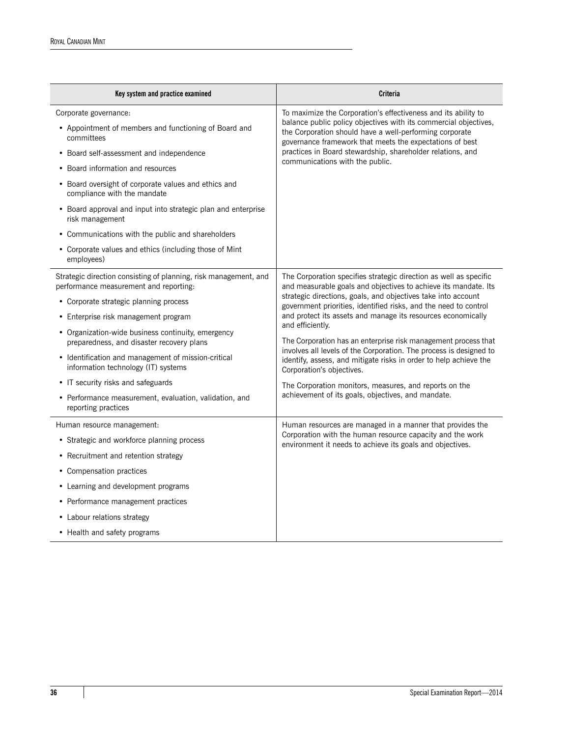| Key system and practice examined | Criteria |
|---|---|
| Corporate governance:<br>• Appointment of members and functioning of Board and committees<br>• Board self-assessment and independence<br>• Board information and resources<br>• Board oversight of corporate values and ethics and compliance with the mandate<br>• Board approval and input into strategic plan and enterprise risk management<br>• Communications with the public and shareholders<br>• Corporate values and ethics (including those of Mint employees) | To maximize the Corporation's effectiveness and its ability to balance public policy objectives with its commercial objectives, the Corporation should have a well-performing corporate governance framework that meets the expectations of best practices in Board stewardship, shareholder relations, and communications with the public. |
| Strategic direction consisting of planning, risk management, and performance measurement and reporting:<br>• Corporate strategic planning process<br>• Enterprise risk management program<br>• Organization-wide business continuity, emergency preparedness, and disaster recovery plans<br>• Identification and management of mission-critical information technology (IT) systems<br>• IT security risks and safeguards<br>• Performance measurement, evaluation, validation, and reporting practices | The Corporation specifies strategic direction as well as specific and measurable goals and objectives to achieve its mandate. Its strategic directions, goals, and objectives take into account government priorities, identified risks, and the need to control and protect its assets and manage its resources economically and efficiently.<br><br>The Corporation has an enterprise risk management process that involves all levels of the Corporation. The process is designed to identify, assess, and mitigate risks in order to help achieve the Corporation's objectives.<br><br>The Corporation monitors, measures, and reports on the achievement of its goals, objectives, and mandate. |
| Human resource management:<br>• Strategic and workforce planning process<br>• Recruitment and retention strategy<br>• Compensation practices<br>• Learning and development programs<br>• Performance management practices<br>• Labour relations strategy<br>• Health and safety programs | Human resources are managed in a manner that provides the Corporation with the human resource capacity and the work environment it needs to achieve its goals and objectives. |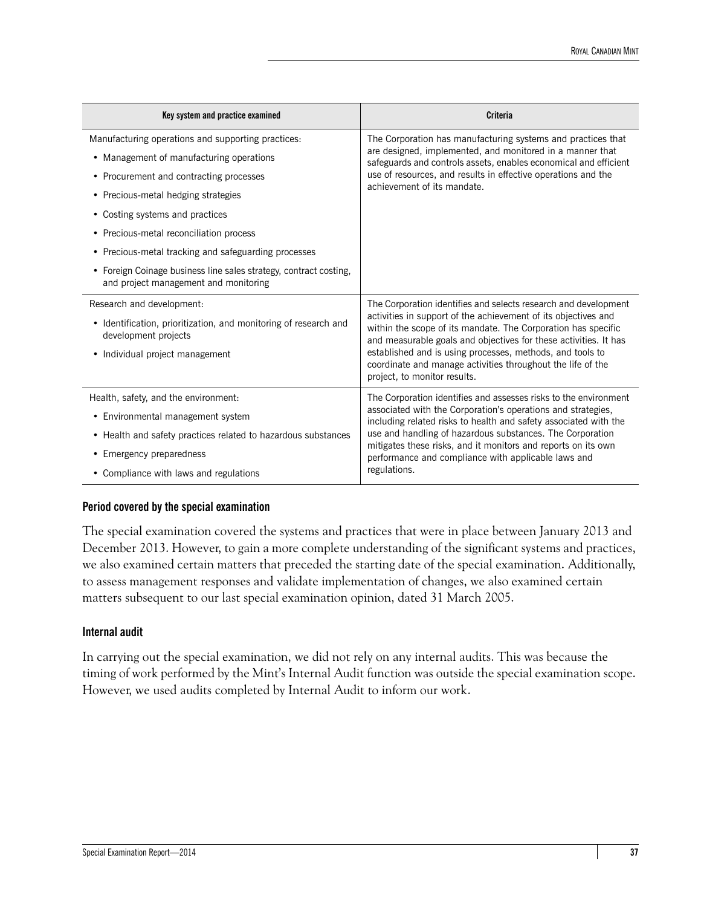| Key system and practice examined | Criteria |
|---|---|
| Manufacturing operations and supporting practices:<br>• Management of manufacturing operations<br>• Procurement and contracting processes<br>• Precious-metal hedging strategies<br>• Costing systems and practices<br>• Precious-metal reconciliation process<br>• Precious-metal tracking and safeguarding processes<br>• Foreign Coinage business line sales strategy, contract costing, and project management and monitoring | The Corporation has manufacturing systems and practices that are designed, implemented, and monitored in a manner that safeguards and controls assets, enables economical and efficient use of resources, and results in effective operations and the achievement of its mandate. |
| Research and development:<br>• Identification, prioritization, and monitoring of research and development projects<br>• Individual project management | The Corporation identifies and selects research and development activities in support of the achievement of its objectives and within the scope of its mandate. The Corporation has specific and measurable goals and objectives for these activities. It has established and is using processes, methods, and tools to coordinate and manage activities throughout the life of the project, to monitor results. |
| Health, safety, and the environment:<br>• Environmental management system<br>• Health and safety practices related to hazardous substances<br>• Emergency preparedness<br>• Compliance with laws and regulations | The Corporation identifies and assesses risks to the environment associated with the Corporation's operations and strategies, including related risks to health and safety associated with the use and handling of hazardous substances. The Corporation mitigates these risks, and it monitors and reports on its own performance and compliance with applicable laws and regulations. |

#### Period covered by the special examination

The special examination covered the systems and practices that were in place between January 2013 and December 2013. However, to gain a more complete understanding of the significant systems and practices, we also examined certain matters that preceded the starting date of the special examination. Additionally, to assess management responses and validate implementation of changes, we also examined certain matters subsequent to our last special examination opinion, dated 31 March 2005.

#### Internal audit

In carrying out the special examination, we did not rely on any internal audits. This was because the timing of work performed by the Mint's Internal Audit function was outside the special examination scope. However, we used audits completed by Internal Audit to inform our work.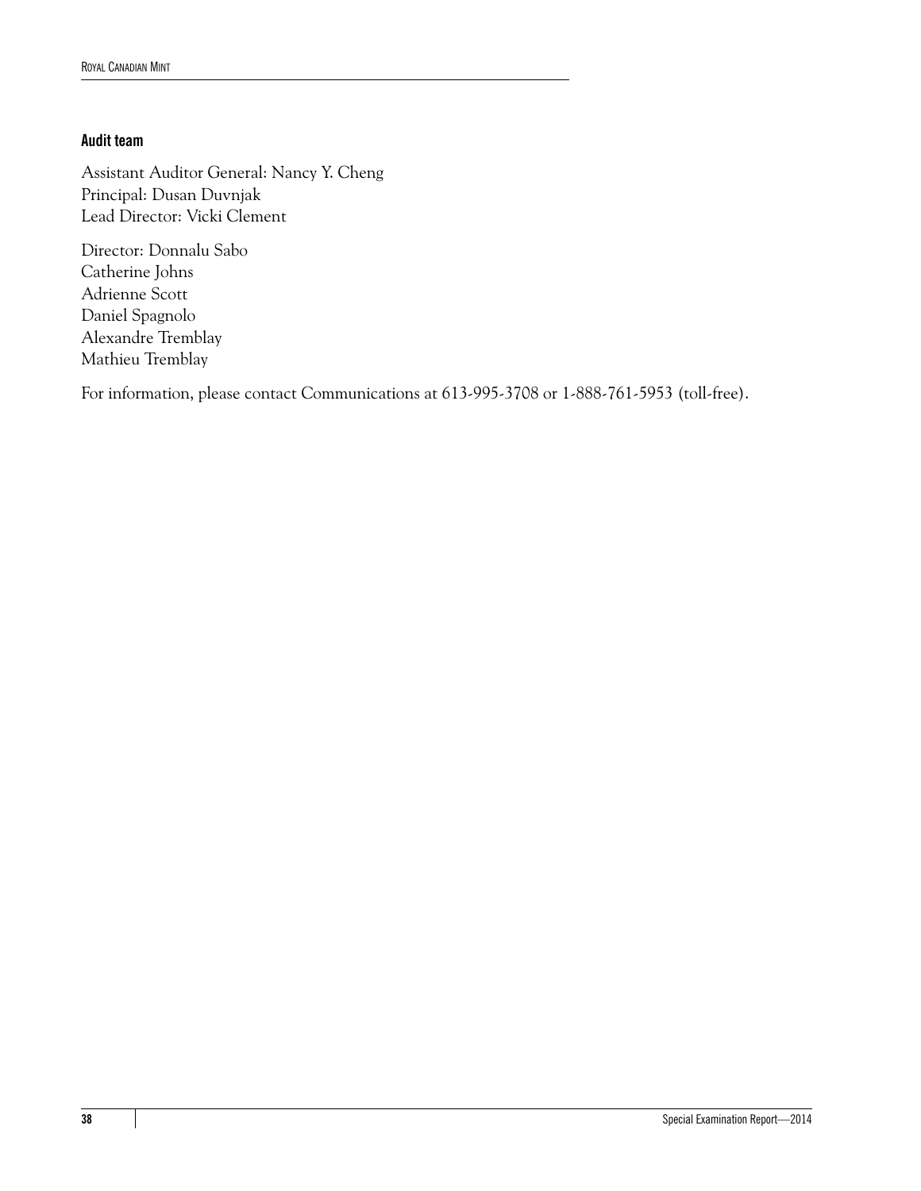### Audit team

Assistant Auditor General: Nancy Y. Cheng
Principal: Dusan Duvnjak
Lead Director: Vicki Clement

Director: Donnalu Sabo
Catherine Johns
Adrienne Scott
Daniel Spagnolo
Alexandre Tremblay
Mathieu Tremblay

For information, please contact Communications at 613-995-3708 or 1-888-761-5953 (toll-free).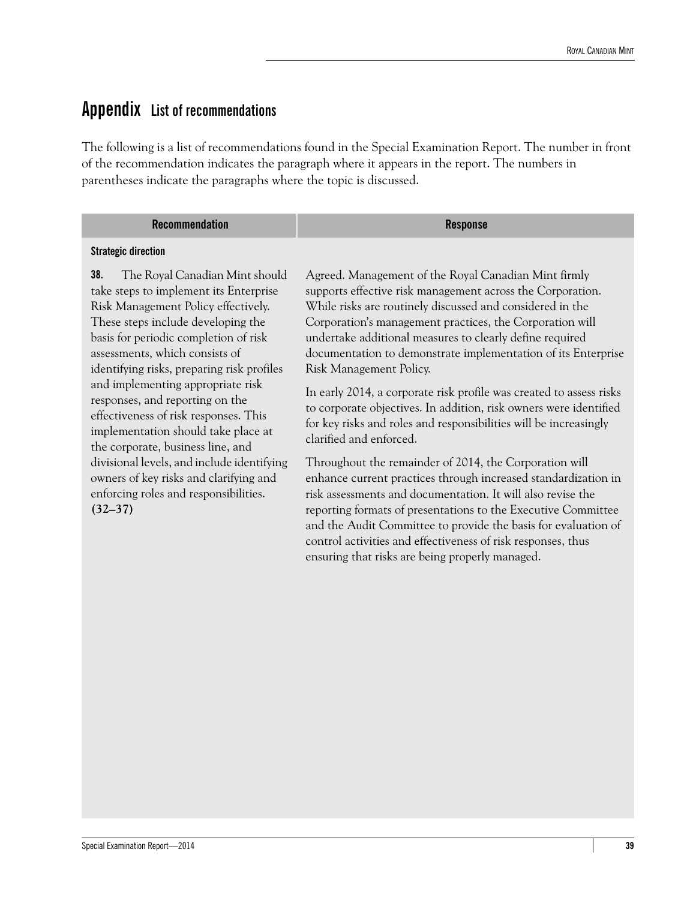# Appendix List of recommendations

The following is a list of recommendations found in the Special Examination Report. The number in front of the recommendation indicates the paragraph where it appears in the report. The numbers in parentheses indicate the paragraphs where the topic is discussed.

| Recommendation | Response |
| --- | --- |
| **Strategic direction** | |
| **38.** The Royal Canadian Mint should take steps to implement its Enterprise Risk Management Policy effectively. These steps include developing the basis for periodic completion of risk assessments, which consists of identifying risks, preparing risk profiles and implementing appropriate risk responses, and reporting on the effectiveness of risk responses. This implementation should take place at the corporate, business line, and divisional levels, and include identifying owners of key risks and clarifying and enforcing roles and responsibilities. **(32–37)** | Agreed. Management of the Royal Canadian Mint firmly supports effective risk management across the Corporation. While risks are routinely discussed and considered in the Corporation's management practices, the Corporation will undertake additional measures to clearly define required documentation to demonstrate implementation of its Enterprise Risk Management Policy.<br><br>In early 2014, a corporate risk profile was created to assess risks to corporate objectives. In addition, risk owners were identified for key risks and roles and responsibilities will be increasingly clarified and enforced.<br><br>Throughout the remainder of 2014, the Corporation will enhance current practices through increased standardization in risk assessments and documentation. It will also revise the reporting formats of presentations to the Executive Committee and the Audit Committee to provide the basis for evaluation of control activities and effectiveness of risk responses, thus ensuring that risks are being properly managed. |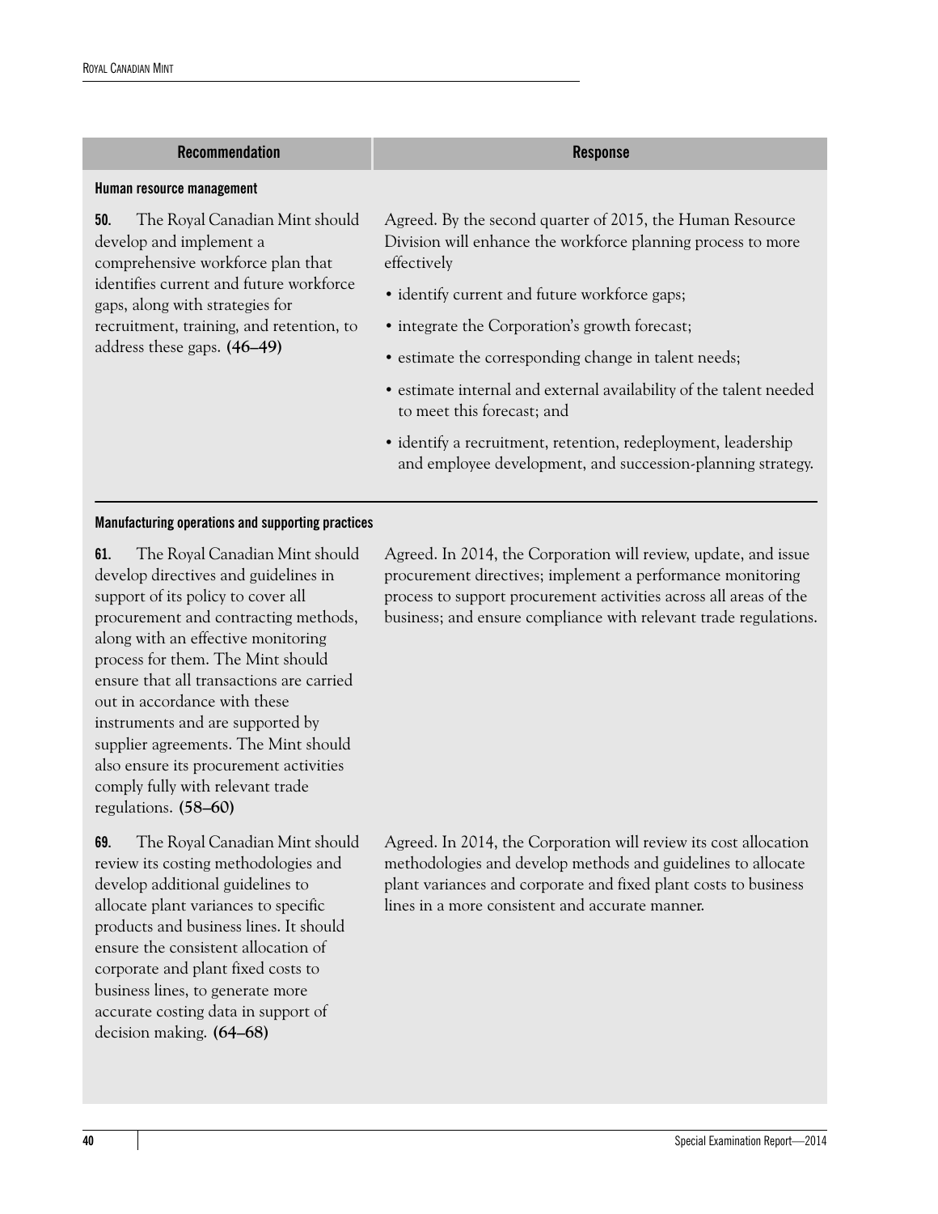| Recommendation | Response |
| --- | --- |
| **Human resource management** | |
| **50.** The Royal Canadian Mint should develop and implement a comprehensive workforce plan that identifies current and future workforce gaps, along with strategies for recruitment, training, and retention, to address these gaps. **(46–49)** | Agreed. By the second quarter of 2015, the Human Resource Division will enhance the workforce planning process to more effectively<br>• identify current and future workforce gaps;<br>• integrate the Corporation's growth forecast;<br>• estimate the corresponding change in talent needs;<br>• estimate internal and external availability of the talent needed to meet this forecast; and<br>• identify a recruitment, retention, redeployment, leadership and employee development, and succession-planning strategy. |
| **Manufacturing operations and supporting practices** | |
| **61.** The Royal Canadian Mint should develop directives and guidelines in support of its policy to cover all procurement and contracting methods, along with an effective monitoring process for them. The Mint should ensure that all transactions are carried out in accordance with these instruments and are supported by supplier agreements. The Mint should also ensure its procurement activities comply fully with relevant trade regulations. **(58–60)** | Agreed. In 2014, the Corporation will review, update, and issue procurement directives; implement a performance monitoring process to support procurement activities across all areas of the business; and ensure compliance with relevant trade regulations. |
| **69.** The Royal Canadian Mint should review its costing methodologies and develop additional guidelines to allocate plant variances to specific products and business lines. It should ensure the consistent allocation of corporate and plant fixed costs to business lines, to generate more accurate costing data in support of decision making. **(64–68)** | Agreed. In 2014, the Corporation will review its cost allocation methodologies and develop methods and guidelines to allocate plant variances and corporate and fixed plant costs to business lines in a more consistent and accurate manner. |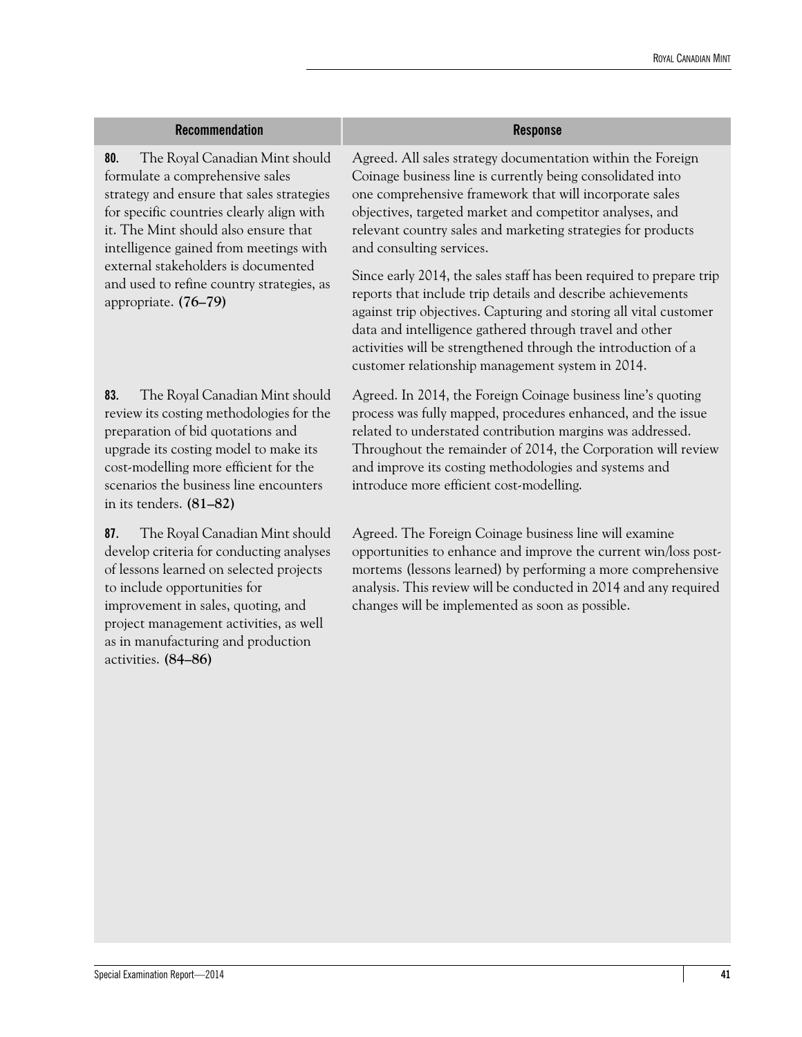| Recommendation | Response |
| --- | --- |
| **80.** The Royal Canadian Mint should formulate a comprehensive sales strategy and ensure that sales strategies for specific countries clearly align with it. The Mint should also ensure that intelligence gained from meetings with external stakeholders is documented and used to refine country strategies, as appropriate. **(76–79)** | Agreed. All sales strategy documentation within the Foreign Coinage business line is currently being consolidated into one comprehensive framework that will incorporate sales objectives, targeted market and competitor analyses, and relevant country sales and marketing strategies for products and consulting services.<br><br>Since early 2014, the sales staff has been required to prepare trip reports that include trip details and describe achievements against trip objectives. Capturing and storing all vital customer data and intelligence gathered through travel and other activities will be strengthened through the introduction of a customer relationship management system in 2014. |
| **83.** The Royal Canadian Mint should review its costing methodologies for the preparation of bid quotations and upgrade its costing model to make its cost-modelling more efficient for the scenarios the business line encounters in its tenders. **(81–82)** | Agreed. In 2014, the Foreign Coinage business line's quoting process was fully mapped, procedures enhanced, and the issue related to understated contribution margins was addressed. Throughout the remainder of 2014, the Corporation will review and improve its costing methodologies and systems and introduce more efficient cost-modelling. |
| **87.** The Royal Canadian Mint should develop criteria for conducting analyses of lessons learned on selected projects to include opportunities for improvement in sales, quoting, and project management activities, as well as in manufacturing and production activities. **(84–86)** | Agreed. The Foreign Coinage business line will examine opportunities to enhance and improve the current win/loss post-mortems (lessons learned) by performing a more comprehensive analysis. This review will be conducted in 2014 and any required changes will be implemented as soon as possible. |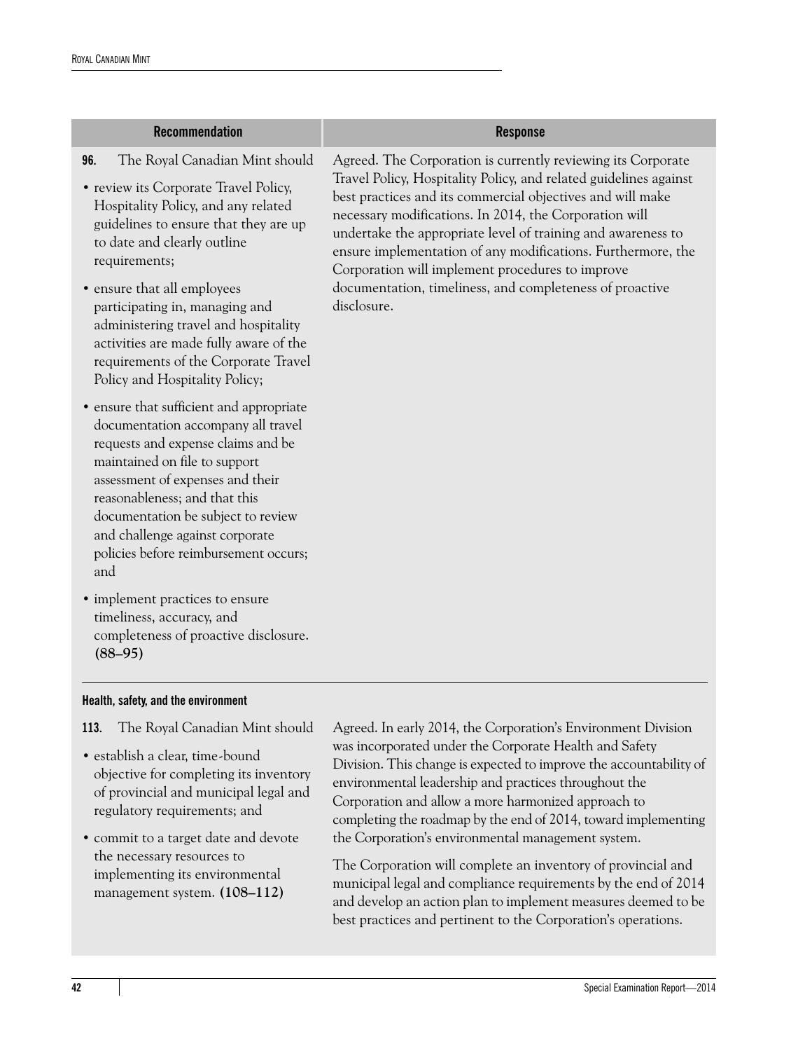| Recommendation | Response |
| --- | --- |
| **96.** The Royal Canadian Mint should<br>• review its Corporate Travel Policy, Hospitality Policy, and any related guidelines to ensure that they are up to date and clearly outline requirements;<br>• ensure that all employees participating in, managing and administering travel and hospitality activities are made fully aware of the requirements of the Corporate Travel Policy and Hospitality Policy;<br>• ensure that sufficient and appropriate documentation accompany all travel requests and expense claims and be maintained on file to support assessment of expenses and their reasonableness; and that this documentation be subject to review and challenge against corporate policies before reimbursement occurs; and<br>• implement practices to ensure timeliness, accuracy, and completeness of proactive disclosure. **(88–95)** | Agreed. The Corporation is currently reviewing its Corporate Travel Policy, Hospitality Policy, and related guidelines against best practices and its commercial objectives and will make necessary modifications. In 2014, the Corporation will undertake the appropriate level of training and awareness to ensure implementation of any modifications. Furthermore, the Corporation will implement procedures to improve documentation, timeliness, and completeness of proactive disclosure. |
| **Health, safety, and the environment** | |
| **113.** The Royal Canadian Mint should<br>• establish a clear, time-bound objective for completing its inventory of provincial and municipal legal and regulatory requirements; and<br>• commit to a target date and devote the necessary resources to implementing its environmental management system. **(108–112)** | Agreed. In early 2014, the Corporation's Environment Division was incorporated under the Corporate Health and Safety Division. This change is expected to improve the accountability of environmental leadership and practices throughout the Corporation and allow a more harmonized approach to completing the roadmap by the end of 2014, toward implementing the Corporation's environmental management system.<br><br>The Corporation will complete an inventory of provincial and municipal legal and compliance requirements by the end of 2014 and develop an action plan to implement measures deemed to be best practices and pertinent to the Corporation's operations. |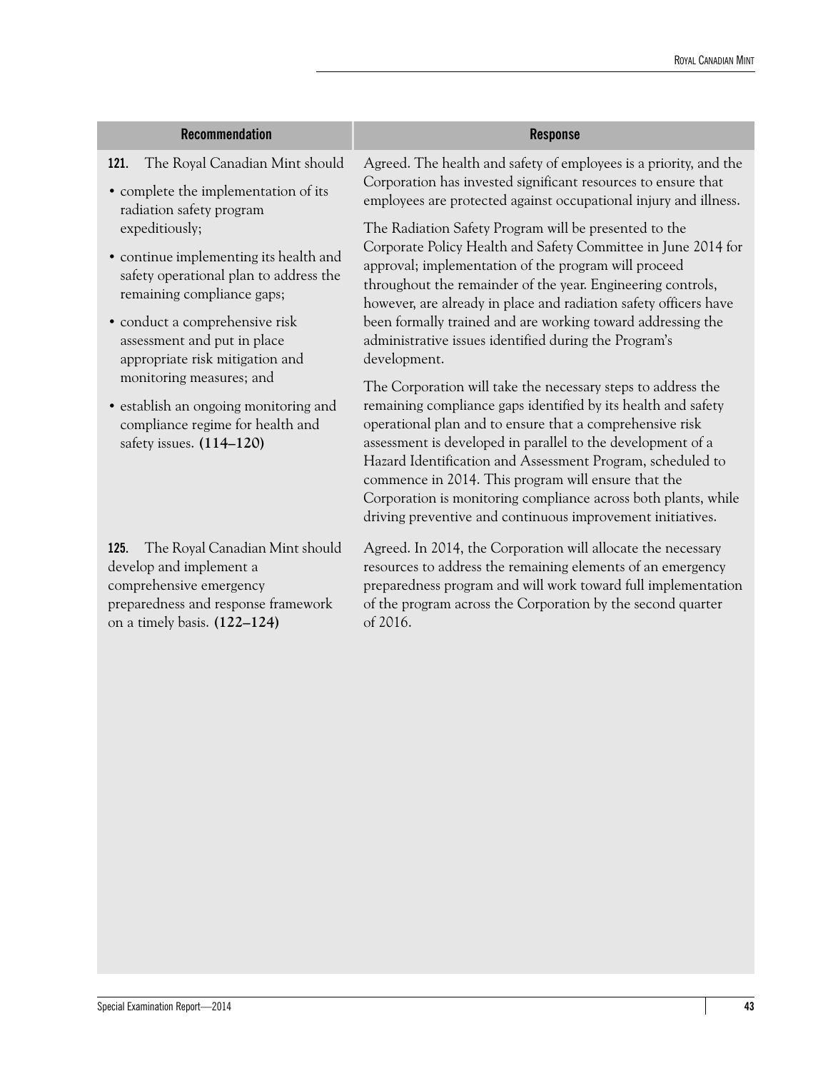| Recommendation | Response |
| --- | --- |
| **121.** The Royal Canadian Mint should<br>• complete the implementation of its radiation safety program expeditiously;<br>• continue implementing its health and safety operational plan to address the remaining compliance gaps;<br>• conduct a comprehensive risk assessment and put in place appropriate risk mitigation and monitoring measures; and<br>• establish an ongoing monitoring and compliance regime for health and safety issues. **(114–120)** | Agreed. The health and safety of employees is a priority, and the Corporation has invested significant resources to ensure that employees are protected against occupational injury and illness.<br><br>The Radiation Safety Program will be presented to the Corporate Policy Health and Safety Committee in June 2014 for approval; implementation of the program will proceed throughout the remainder of the year. Engineering controls, however, are already in place and radiation safety officers have been formally trained and are working toward addressing the administrative issues identified during the Program's development.<br><br>The Corporation will take the necessary steps to address the remaining compliance gaps identified by its health and safety operational plan and to ensure that a comprehensive risk assessment is developed in parallel to the development of a Hazard Identification and Assessment Program, scheduled to commence in 2014. This program will ensure that the Corporation is monitoring compliance across both plants, while driving preventive and continuous improvement initiatives. |
| **125.** The Royal Canadian Mint should develop and implement a comprehensive emergency preparedness and response framework on a timely basis. **(122–124)** | Agreed. In 2014, the Corporation will allocate the necessary resources to address the remaining elements of an emergency preparedness program and will work toward full implementation of the program across the Corporation by the second quarter of 2016. |